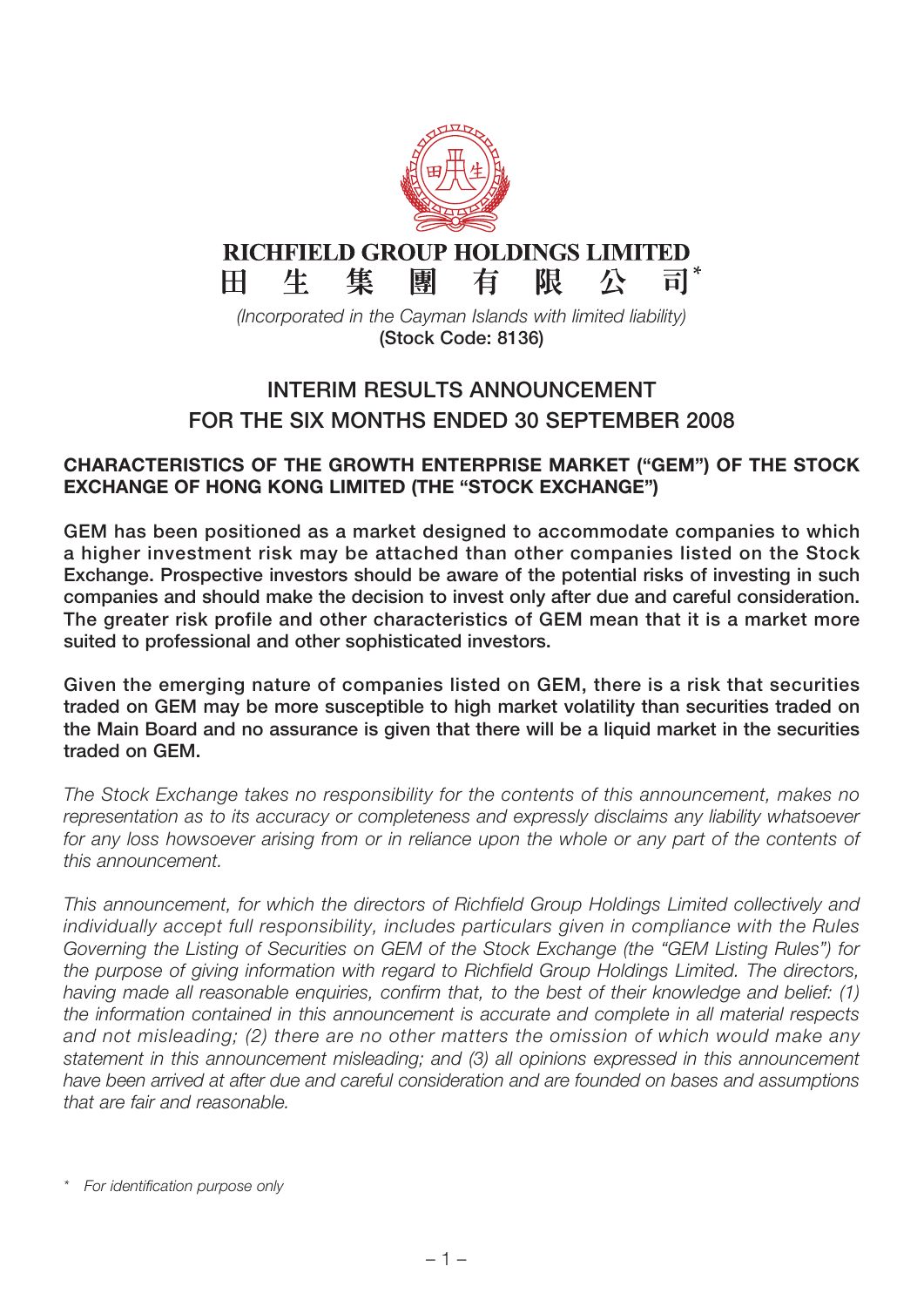# RICHFIELD GROUP HOLDINGS LIMITED

# 田 生 集 團 有 限 公 司*

*(Incorporated in the Cayman Islands with limited liability)*

**(Stock Code: 8136)**

## INTERIM RESULTS ANNOUNCEMENT FOR THE SIX MONTHS ENDED 30 SEPTEMBER 2008

**CHARACTERISTICS OF THE GROWTH ENTERPRISE MARKET ("GEM") OF THE STOCK EXCHANGE OF HONG KONG LIMITED (THE "STOCK EXCHANGE")**

**GEM has been positioned as a market designed to accommodate companies to which a higher investment risk may be attached than other companies listed on the Stock Exchange. Prospective investors should be aware of the potential risks of investing in such companies and should make the decision to invest only after due and careful consideration. The greater risk profile and other characteristics of GEM mean that it is a market more suited to professional and other sophisticated investors.**

**Given the emerging nature of companies listed on GEM, there is a risk that securities traded on GEM may be more susceptible to high market volatility than securities traded on the Main Board and no assurance is given that there will be a liquid market in the securities traded on GEM.**

*The Stock Exchange takes no responsibility for the contents of this announcement, makes no representation as to its accuracy or completeness and expressly disclaims any liability whatsoever for any loss howsoever arising from or in reliance upon the whole or any part of the contents of this announcement.*

*This announcement, for which the directors of Richfield Group Holdings Limited collectively and individually accept full responsibility, includes particulars given in compliance with the Rules Governing the Listing of Securities on GEM of the Stock Exchange (the "GEM Listing Rules") for the purpose of giving information with regard to Richfield Group Holdings Limited. The directors, having made all reasonable enquiries, confirm that, to the best of their knowledge and belief: (1) the information contained in this announcement is accurate and complete in all material respects and not misleading; (2) there are no other matters the omission of which would make any statement in this announcement misleading; and (3) all opinions expressed in this announcement have been arrived at after due and careful consideration and are founded on bases and assumptions that are fair and reasonable.*

\* *For identification purpose only*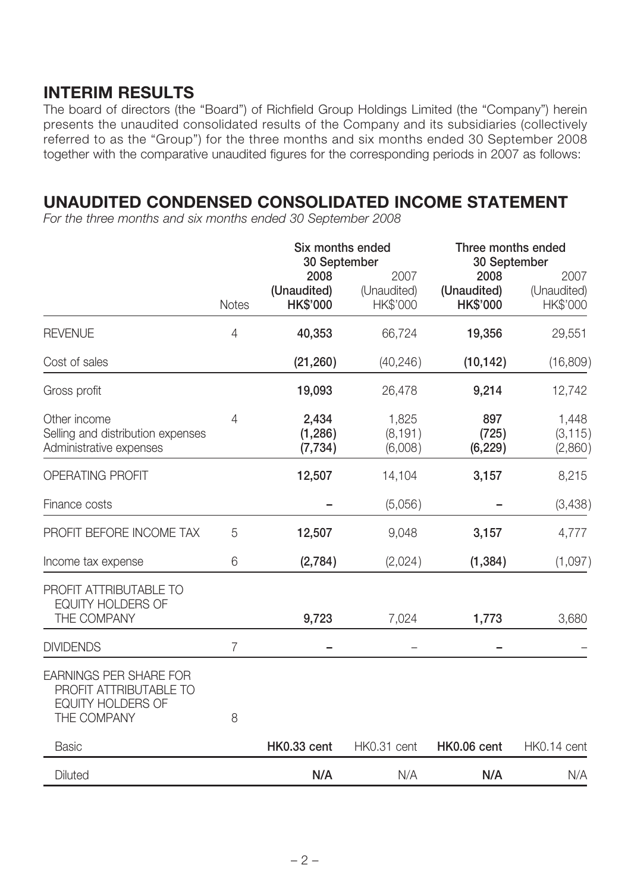## INTERIM RESULTS

The board of directors (the "Board") of Richfield Group Holdings Limited (the "Company") herein presents the unaudited consolidated results of the Company and its subsidiaries (collectively referred to as the "Group") for the three months and six months ended 30 September 2008 together with the comparative unaudited figures for the corresponding periods in 2007 as follows:

## UNAUDITED CONDENSED CONSOLIDATED INCOME STATEMENT

*For the three months and six months ended 30 September 2008*

| | Notes | Six months ended 30 September | | Three months ended 30 September | |
|---|---|---|---|---|---|
| | | **2008** | 2007 | **2008** | 2007 |
| | | **(Unaudited)** | (Unaudited) | **(Unaudited)** | (Unaudited) |
| | | **HK$'000** | HK$'000 | **HK$'000** | HK$'000 |
| REVENUE | 4 | **40,353** | 66,724 | **19,356** | 29,551 |
| Cost of sales | | **(21,260)** | (40,246) | **(10,142)** | (16,809) |
| Gross profit | | **19,093** | 26,478 | **9,214** | 12,742 |
| Other income | 4 | **2,434** | 1,825 | **897** | 1,448 |
| Selling and distribution expenses | | **(1,286)** | (8,191) | **(725)** | (3,115) |
| Administrative expenses | | **(7,734)** | (6,008) | **(6,229)** | (2,860) |
| OPERATING PROFIT | | **12,507** | 14,104 | **3,157** | 8,215 |
| Finance costs | | **–** | (5,056) | **–** | (3,438) |
| PROFIT BEFORE INCOME TAX | 5 | **12,507** | 9,048 | **3,157** | 4,777 |
| Income tax expense | 6 | **(2,784)** | (2,024) | **(1,384)** | (1,097) |
| PROFIT ATTRIBUTABLE TO EQUITY HOLDERS OF THE COMPANY | | **9,723** | 7,024 | **1,773** | 3,680 |
| DIVIDENDS | 7 | **–** | – | **–** | – |
| EARNINGS PER SHARE FOR PROFIT ATTRIBUTABLE TO EQUITY HOLDERS OF THE COMPANY | 8 | | | | |
| Basic | | **HK0.33 cent** | HK0.31 cent | **HK0.06 cent** | HK0.14 cent |
| Diluted | | **N/A** | N/A | **N/A** | N/A |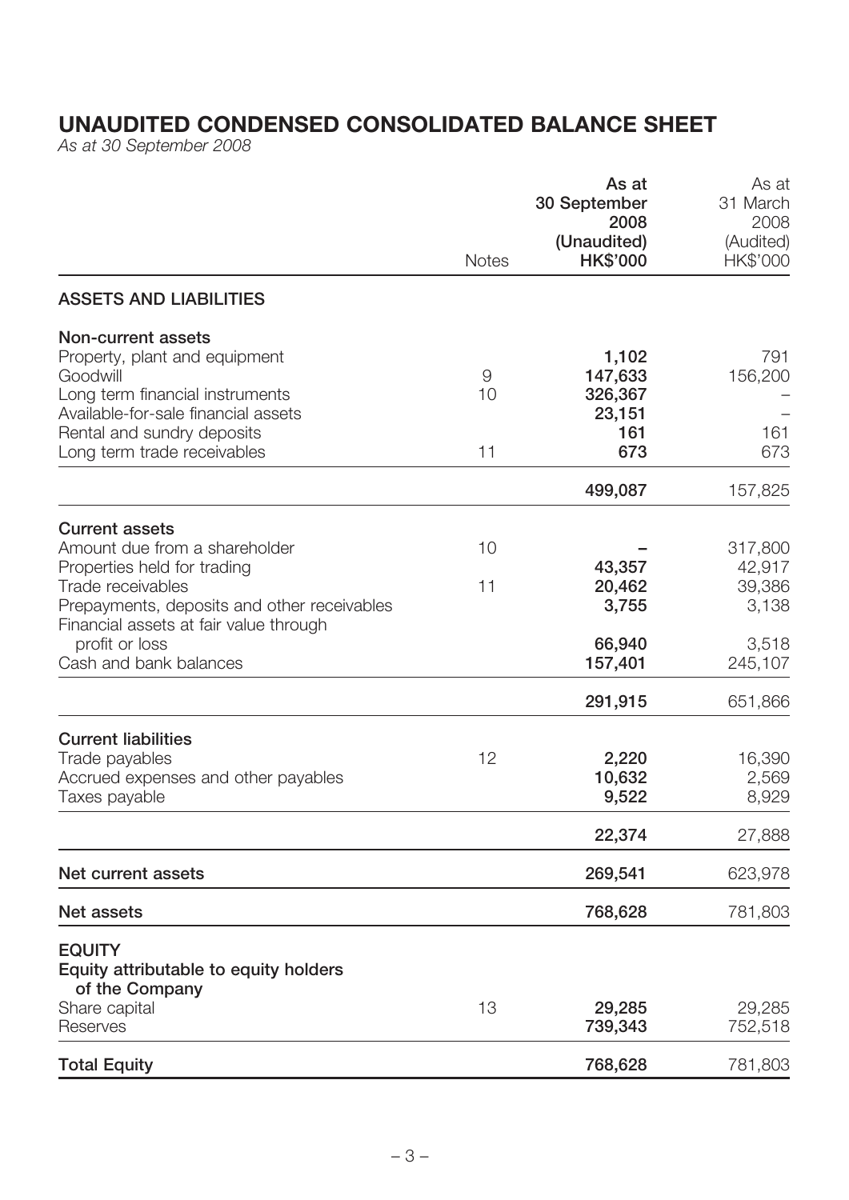# UNAUDITED CONDENSED CONSOLIDATED BALANCE SHEET

*As at 30 September 2008*

| | Notes | As at 30 September 2008 (Unaudited) HK$'000 | As at 31 March 2008 (Audited) HK$'000 |
|---|---|---|---|
| **ASSETS AND LIABILITIES** | | | |
| **Non-current assets** | | | |
| Property, plant and equipment | | **1,102** | 791 |
| Goodwill | 9 | **147,633** | 156,200 |
| Long term financial instruments | 10 | **326,367** | – |
| Available-for-sale financial assets | | **23,151** | – |
| Rental and sundry deposits | | **161** | 161 |
| Long term trade receivables | 11 | **673** | 673 |
| | | **499,087** | 157,825 |
| **Current assets** | | | |
| Amount due from a shareholder | 10 | **–** | 317,800 |
| Properties held for trading | | **43,357** | 42,917 |
| Trade receivables | 11 | **20,462** | 39,386 |
| Prepayments, deposits and other receivables | | **3,755** | 3,138 |
| Financial assets at fair value through profit or loss | | **66,940** | 3,518 |
| Cash and bank balances | | **157,401** | 245,107 |
| | | **291,915** | 651,866 |
| **Current liabilities** | | | |
| Trade payables | 12 | **2,220** | 16,390 |
| Accrued expenses and other payables | | **10,632** | 2,569 |
| Taxes payable | | **9,522** | 8,929 |
| | | **22,374** | 27,888 |
| **Net current assets** | | **269,541** | 623,978 |
| **Net assets** | | **768,628** | 781,803 |
| **EQUITY** | | | |
| **Equity attributable to equity holders of the Company** | | | |
| Share capital | 13 | **29,285** | 29,285 |
| Reserves | | **739,343** | 752,518 |
| **Total Equity** | | **768,628** | 781,803 |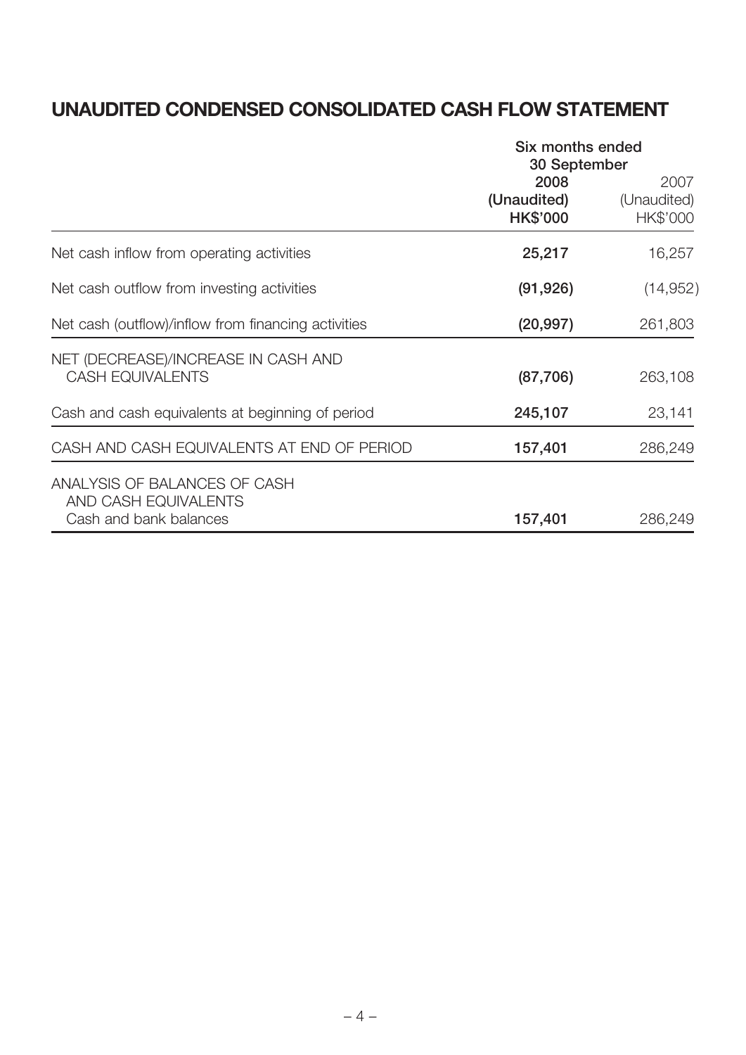# UNAUDITED CONDENSED CONSOLIDATED CASH FLOW STATEMENT

| | Six months ended 30 September | |
|---|---|---|
| | **2008** | 2007 |
| | **(Unaudited)** | (Unaudited) |
| | **HK$'000** | HK$'000 |
| Net cash inflow from operating activities | **25,217** | 16,257 |
| Net cash outflow from investing activities | **(91,926)** | (14,952) |
| Net cash (outflow)/inflow from financing activities | **(20,997)** | 261,803 |
| NET (DECREASE)/INCREASE IN CASH AND CASH EQUIVALENTS | **(87,706)** | 263,108 |
| Cash and cash equivalents at beginning of period | **245,107** | 23,141 |
| CASH AND CASH EQUIVALENTS AT END OF PERIOD | **157,401** | 286,249 |
| ANALYSIS OF BALANCES OF CASH AND CASH EQUIVALENTS | | |
| Cash and bank balances | **157,401** | 286,249 |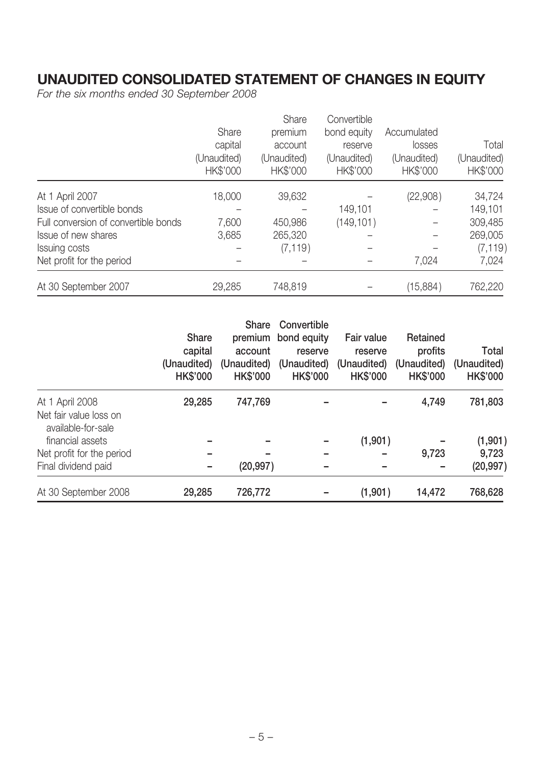# UNAUDITED CONSOLIDATED STATEMENT OF CHANGES IN EQUITY

*For the six months ended 30 September 2008*

| | Share capital (Unaudited) HK$'000 | Share premium account (Unaudited) HK$'000 | Convertible bond equity reserve (Unaudited) HK$'000 | Accumulated losses (Unaudited) HK$'000 | Total (Unaudited) HK$'000 |
|---|---|---|---|---|---|
| At 1 April 2007 | 18,000 | 39,632 | – | (22,908) | 34,724 |
| Issue of convertible bonds | – | – | 149,101 | – | 149,101 |
| Full conversion of convertible bonds | 7,600 | 450,986 | (149,101) | – | 309,485 |
| Issue of new shares | 3,685 | 265,320 | – | – | 269,005 |
| Issuing costs | – | (7,119) | – | – | (7,119) |
| Net profit for the period | – | – | – | 7,024 | 7,024 |
| At 30 September 2007 | 29,285 | 748,819 | – | (15,884) | 762,220 |

| | **Share capital (Unaudited) HK$'000** | **Share premium account (Unaudited) HK$'000** | **Convertible bond equity reserve (Unaudited) HK$'000** | **Fair value reserve (Unaudited) HK$'000** | **Retained profits (Unaudited) HK$'000** | **Total (Unaudited) HK$'000** |
|---|---|---|---|---|---|---|
| At 1 April 2008 | **29,285** | **747,769** | **–** | **–** | **4,749** | **781,803** |
| Net fair value loss on available-for-sale financial assets | **–** | **–** | **–** | **(1,901)** | **–** | **(1,901)** |
| Net profit for the period | **–** | **–** | **–** | **–** | **9,723** | **9,723** |
| Final dividend paid | **–** | **(20,997)** | **–** | **–** | **–** | **(20,997)** |
| At 30 September 2008 | **29,285** | **726,772** | **–** | **(1,901)** | **14,472** | **768,628** |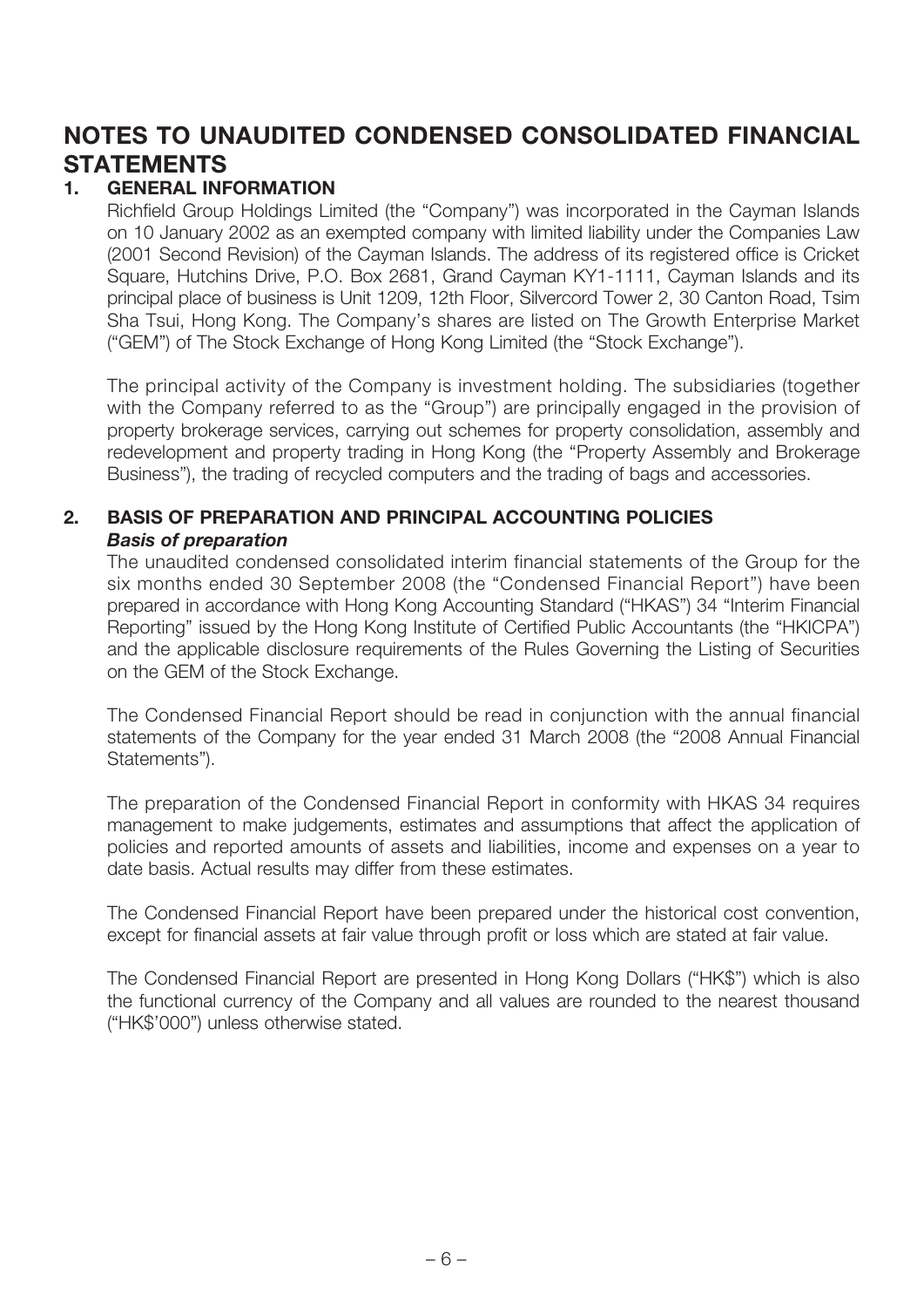# NOTES TO UNAUDITED CONDENSED CONSOLIDATED FINANCIAL STATEMENTS

## 1. GENERAL INFORMATION

Richfield Group Holdings Limited (the "Company") was incorporated in the Cayman Islands on 10 January 2002 as an exempted company with limited liability under the Companies Law (2001 Second Revision) of the Cayman Islands. The address of its registered office is Cricket Square, Hutchins Drive, P.O. Box 2681, Grand Cayman KY1-1111, Cayman Islands and its principal place of business is Unit 1209, 12th Floor, Silvercord Tower 2, 30 Canton Road, Tsim Sha Tsui, Hong Kong. The Company's shares are listed on The Growth Enterprise Market ("GEM") of The Stock Exchange of Hong Kong Limited (the "Stock Exchange").

The principal activity of the Company is investment holding. The subsidiaries (together with the Company referred to as the "Group") are principally engaged in the provision of property brokerage services, carrying out schemes for property consolidation, assembly and redevelopment and property trading in Hong Kong (the "Property Assembly and Brokerage Business"), the trading of recycled computers and the trading of bags and accessories.

## 2. BASIS OF PREPARATION AND PRINCIPAL ACCOUNTING POLICIES

***Basis of preparation***

The unaudited condensed consolidated interim financial statements of the Group for the six months ended 30 September 2008 (the "Condensed Financial Report") have been prepared in accordance with Hong Kong Accounting Standard ("HKAS") 34 "Interim Financial Reporting" issued by the Hong Kong Institute of Certified Public Accountants (the "HKICPA") and the applicable disclosure requirements of the Rules Governing the Listing of Securities on the GEM of the Stock Exchange.

The Condensed Financial Report should be read in conjunction with the annual financial statements of the Company for the year ended 31 March 2008 (the "2008 Annual Financial Statements").

The preparation of the Condensed Financial Report in conformity with HKAS 34 requires management to make judgements, estimates and assumptions that affect the application of policies and reported amounts of assets and liabilities, income and expenses on a year to date basis. Actual results may differ from these estimates.

The Condensed Financial Report have been prepared under the historical cost convention, except for financial assets at fair value through profit or loss which are stated at fair value.

The Condensed Financial Report are presented in Hong Kong Dollars ("HK$") which is also the functional currency of the Company and all values are rounded to the nearest thousand ("HK$'000") unless otherwise stated.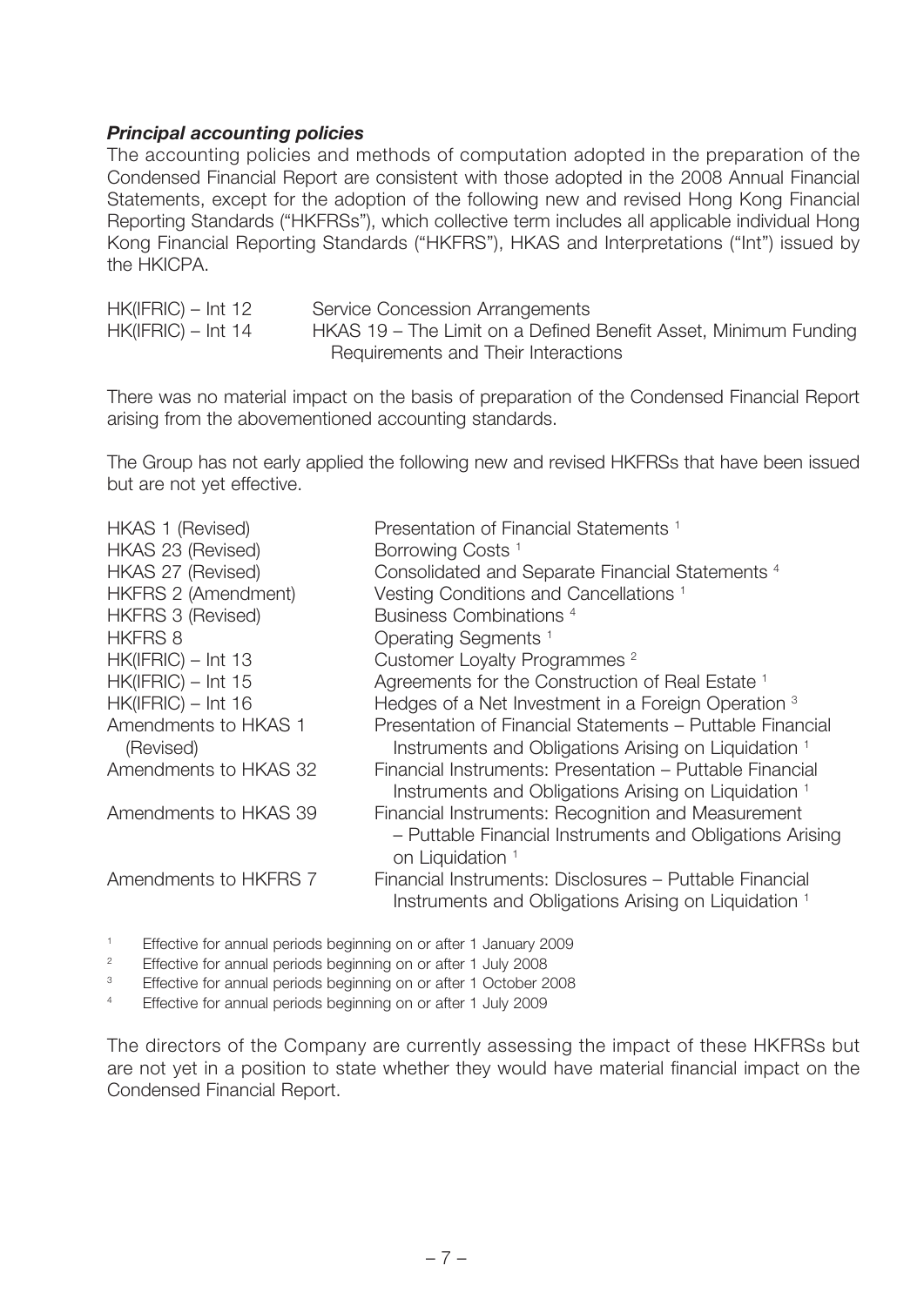***Principal accounting policies***

The accounting policies and methods of computation adopted in the preparation of the Condensed Financial Report are consistent with those adopted in the 2008 Annual Financial Statements, except for the adoption of the following new and revised Hong Kong Financial Reporting Standards ("HKFRSs"), which collective term includes all applicable individual Hong Kong Financial Reporting Standards ("HKFRS"), HKAS and Interpretations ("Int") issued by the HKICPA.

| | |
|---|---|
| HK(IFRIC) – Int 12 | Service Concession Arrangements |
| HK(IFRIC) – Int 14 | HKAS 19 – The Limit on a Defined Benefit Asset, Minimum Funding Requirements and Their Interactions |

There was no material impact on the basis of preparation of the Condensed Financial Report arising from the abovementioned accounting standards.

The Group has not early applied the following new and revised HKFRSs that have been issued but are not yet effective.

| | |
|---|---|
| HKAS 1 (Revised) | Presentation of Financial Statements [1] |
| HKAS 23 (Revised) | Borrowing Costs [1] |
| HKAS 27 (Revised) | Consolidated and Separate Financial Statements [4] |
| HKFRS 2 (Amendment) | Vesting Conditions and Cancellations [1] |
| HKFRS 3 (Revised) | Business Combinations [4] |
| HKFRS 8 | Operating Segments [1] |
| HK(IFRIC) – Int 13 | Customer Loyalty Programmes [2] |
| HK(IFRIC) – Int 15 | Agreements for the Construction of Real Estate [1] |
| HK(IFRIC) – Int 16 | Hedges of a Net Investment in a Foreign Operation [3] |
| Amendments to HKAS 1 (Revised) | Presentation of Financial Statements – Puttable Financial Instruments and Obligations Arising on Liquidation [1] |
| Amendments to HKAS 32 | Financial Instruments: Presentation – Puttable Financial Instruments and Obligations Arising on Liquidation [1] |
| Amendments to HKAS 39 | Financial Instruments: Recognition and Measurement – Puttable Financial Instruments and Obligations Arising on Liquidation [1] |
| Amendments to HKFRS 7 | Financial Instruments: Disclosures – Puttable Financial Instruments and Obligations Arising on Liquidation [1] |

[1] Effective for annual periods beginning on or after 1 January 2009

[2] Effective for annual periods beginning on or after 1 July 2008

[3] Effective for annual periods beginning on or after 1 October 2008

[4] Effective for annual periods beginning on or after 1 July 2009

The directors of the Company are currently assessing the impact of these HKFRSs but are not yet in a position to state whether they would have material financial impact on the Condensed Financial Report.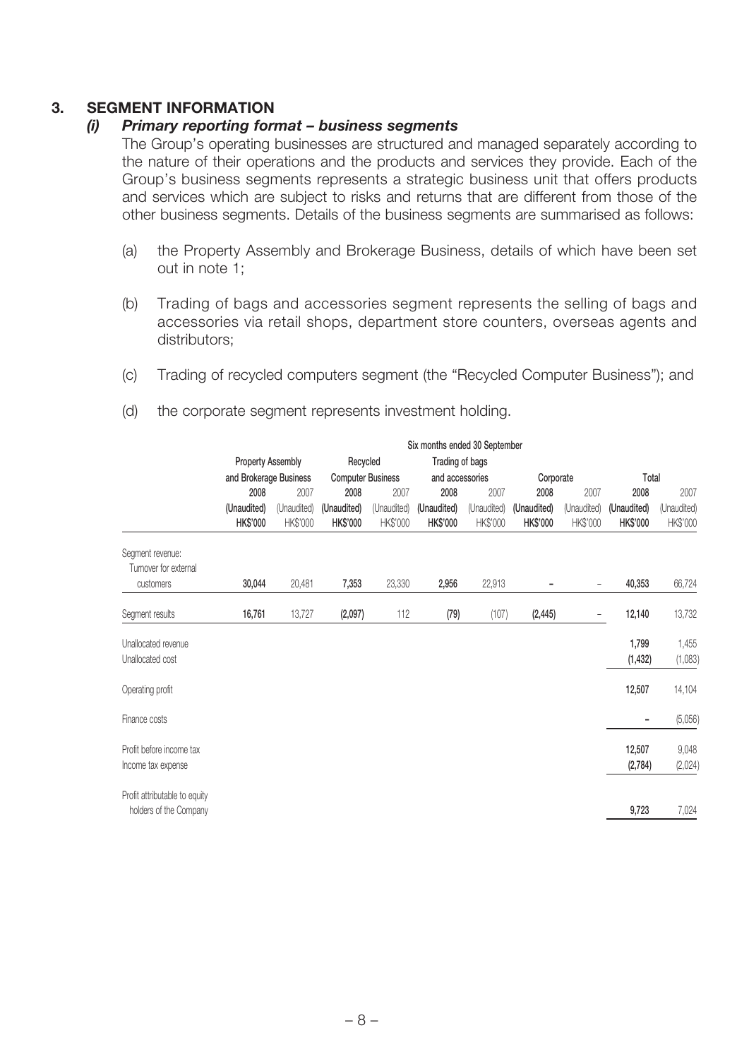## 3. SEGMENT INFORMATION

### *(i) Primary reporting format – business segments*

The Group's operating businesses are structured and managed separately according to the nature of their operations and the products and services they provide. Each of the Group's business segments represents a strategic business unit that offers products and services which are subject to risks and returns that are different from those of the other business segments. Details of the business segments are summarised as follows:

(a) the Property Assembly and Brokerage Business, details of which have been set out in note 1;

(b) Trading of bags and accessories segment represents the selling of bags and accessories via retail shops, department store counters, overseas agents and distributors;

(c) Trading of recycled computers segment (the "Recycled Computer Business"); and

(d) the corporate segment represents investment holding.

| | Six months ended 30 September | | | | | | | | | |
|---|---|---|---|---|---|---|---|---|---|---|
| | Property Assembly and Brokerage Business | | Recycled Computer Business | | Trading of bags and accessories | | Corporate | | Total | |
| | **2008** | 2007 | **2008** | 2007 | **2008** | 2007 | **2008** | 2007 | **2008** | 2007 |
| | **(Unaudited)** | (Unaudited) | **(Unaudited)** | (Unaudited) | **(Unaudited)** | (Unaudited) | **(Unaudited)** | (Unaudited) | **(Unaudited)** | (Unaudited) |
| | **HK$'000** | HK$'000 | **HK$'000** | HK$'000 | **HK$'000** | HK$'000 | **HK$'000** | HK$'000 | **HK$'000** | HK$'000 |
| Segment revenue: Turnover for external customers | **30,044** | 20,481 | **7,353** | 23,330 | **2,956** | 22,913 | **–** | – | **40,353** | 66,724 |
| Segment results | **16,761** | 13,727 | **(2,097)** | 112 | **(79)** | (107) | **(2,445)** | – | **12,140** | 13,732 |
| Unallocated revenue | | | | | | | | | **1,799** | 1,455 |
| Unallocated cost | | | | | | | | | **(1,432)** | (1,083) |
| Operating profit | | | | | | | | | **12,507** | 14,104 |
| Finance costs | | | | | | | | | **–** | (5,056) |
| Profit before income tax | | | | | | | | | **12,507** | 9,048 |
| Income tax expense | | | | | | | | | **(2,784)** | (2,024) |
| Profit attributable to equity holders of the Company | | | | | | | | | **9,723** | 7,024 |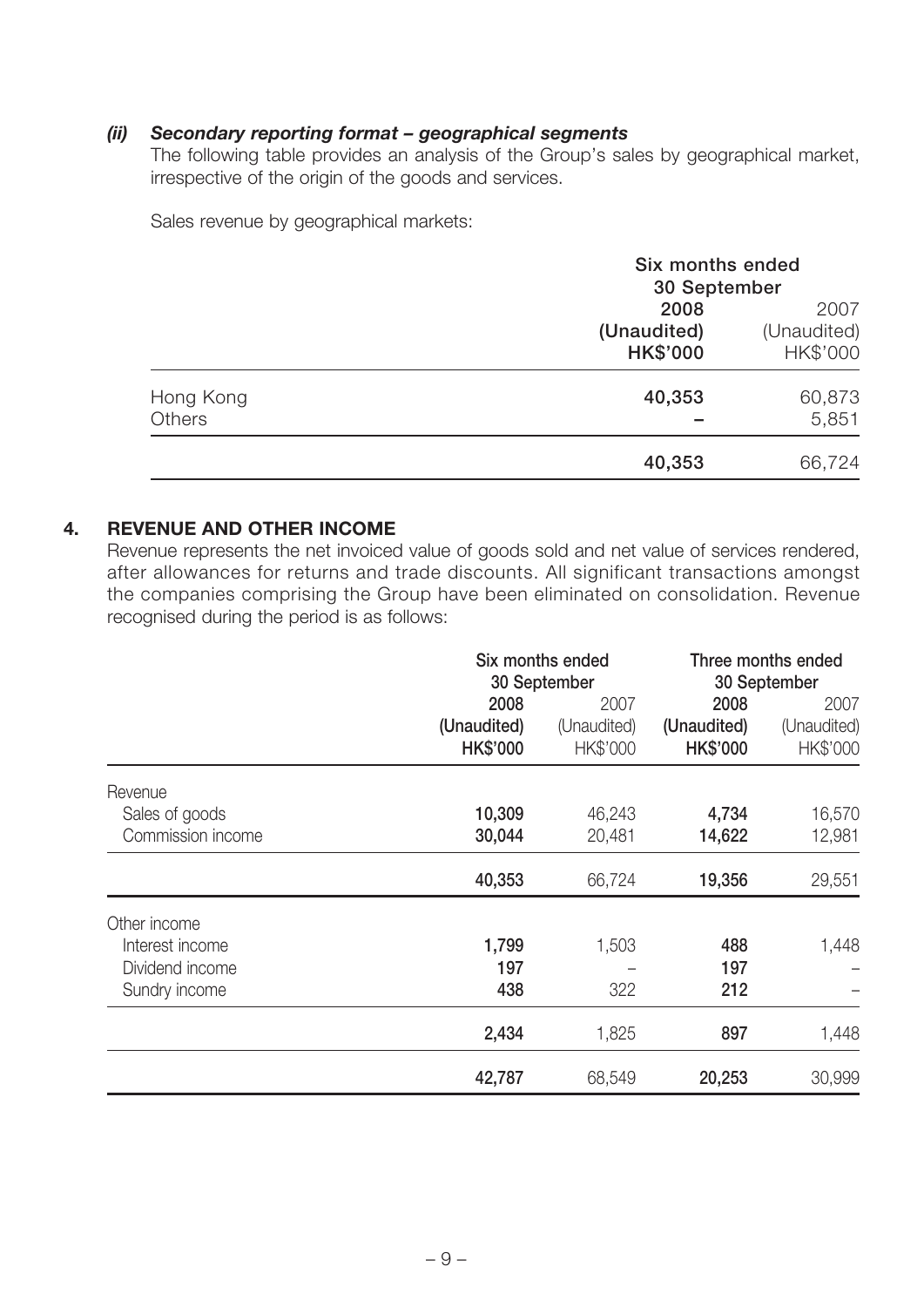### *(ii) Secondary reporting format – geographical segments*

The following table provides an analysis of the Group's sales by geographical market, irrespective of the origin of the goods and services.

Sales revenue by geographical markets:

| | Six months ended 30 September | |
|---|---|---|
| | **2008** | 2007 |
| | **(Unaudited)** | (Unaudited) |
| | **HK$'000** | HK$'000 |
| Hong Kong | **40,353** | 60,873 |
| Others | **–** | 5,851 |
| | **40,353** | 66,724 |

## 4. REVENUE AND OTHER INCOME

Revenue represents the net invoiced value of goods sold and net value of services rendered, after allowances for returns and trade discounts. All significant transactions amongst the companies comprising the Group have been eliminated on consolidation. Revenue recognised during the period is as follows:

| | Six months ended 30 September | | Three months ended 30 September | |
|---|---|---|---|---|
| | **2008** | 2007 | **2008** | 2007 |
| | **(Unaudited)** | (Unaudited) | **(Unaudited)** | (Unaudited) |
| | **HK$'000** | HK$'000 | **HK$'000** | HK$'000 |
| Revenue | | | | |
| Sales of goods | **10,309** | 46,243 | **4,734** | 16,570 |
| Commission income | **30,044** | 20,481 | **14,622** | 12,981 |
| | **40,353** | 66,724 | **19,356** | 29,551 |
| Other income | | | | |
| Interest income | **1,799** | 1,503 | **488** | 1,448 |
| Dividend income | **197** | – | **197** | – |
| Sundry income | **438** | 322 | **212** | – |
| | **2,434** | 1,825 | **897** | 1,448 |
| | **42,787** | 68,549 | **20,253** | 30,999 |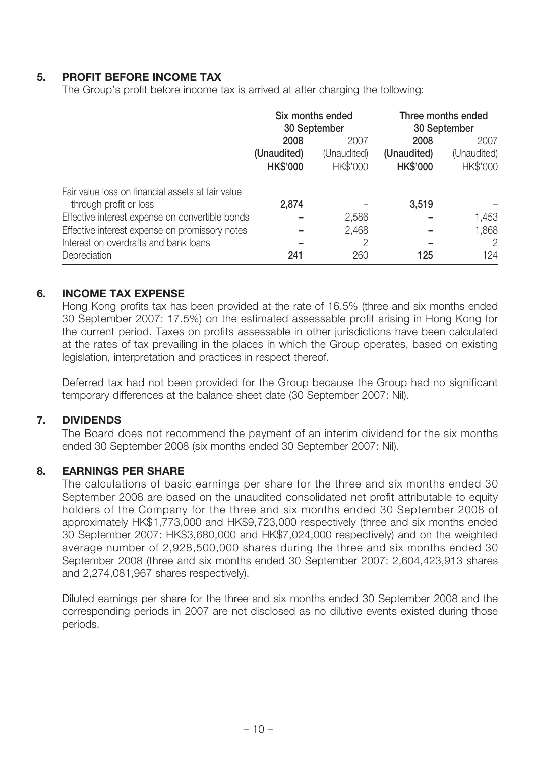## 5. PROFIT BEFORE INCOME TAX

The Group's profit before income tax is arrived at after charging the following:

| | Six months ended 30 September | | Three months ended 30 September | |
|---|---|---|---|---|
| | **2008** | 2007 | **2008** | 2007 |
| | **(Unaudited)** | (Unaudited) | **(Unaudited)** | (Unaudited) |
| | **HK$'000** | HK$'000 | **HK$'000** | HK$'000 |
| Fair value loss on financial assets at fair value through profit or loss | **2,874** | – | **3,519** | – |
| Effective interest expense on convertible bonds | **–** | 2,586 | **–** | 1,453 |
| Effective interest expense on promissory notes | **–** | 2,468 | **–** | 1,868 |
| Interest on overdrafts and bank loans | **–** | 2 | **–** | 2 |
| Depreciation | **241** | 260 | **125** | 124 |

## 6. INCOME TAX EXPENSE

Hong Kong profits tax has been provided at the rate of 16.5% (three and six months ended 30 September 2007: 17.5%) on the estimated assessable profit arising in Hong Kong for the current period. Taxes on profits assessable in other jurisdictions have been calculated at the rates of tax prevailing in the places in which the Group operates, based on existing legislation, interpretation and practices in respect thereof.

Deferred tax had not been provided for the Group because the Group had no significant temporary differences at the balance sheet date (30 September 2007: Nil).

## 7. DIVIDENDS

The Board does not recommend the payment of an interim dividend for the six months ended 30 September 2008 (six months ended 30 September 2007: Nil).

## 8. EARNINGS PER SHARE

The calculations of basic earnings per share for the three and six months ended 30 September 2008 are based on the unaudited consolidated net profit attributable to equity holders of the Company for the three and six months ended 30 September 2008 of approximately HK$1,773,000 and HK$9,723,000 respectively (three and six months ended 30 September 2007: HK$3,680,000 and HK$7,024,000 respectively) and on the weighted average number of 2,928,500,000 shares during the three and six months ended 30 September 2008 (three and six months ended 30 September 2007: 2,604,423,913 shares and 2,274,081,967 shares respectively).

Diluted earnings per share for the three and six months ended 30 September 2008 and the corresponding periods in 2007 are not disclosed as no dilutive events existed during those periods.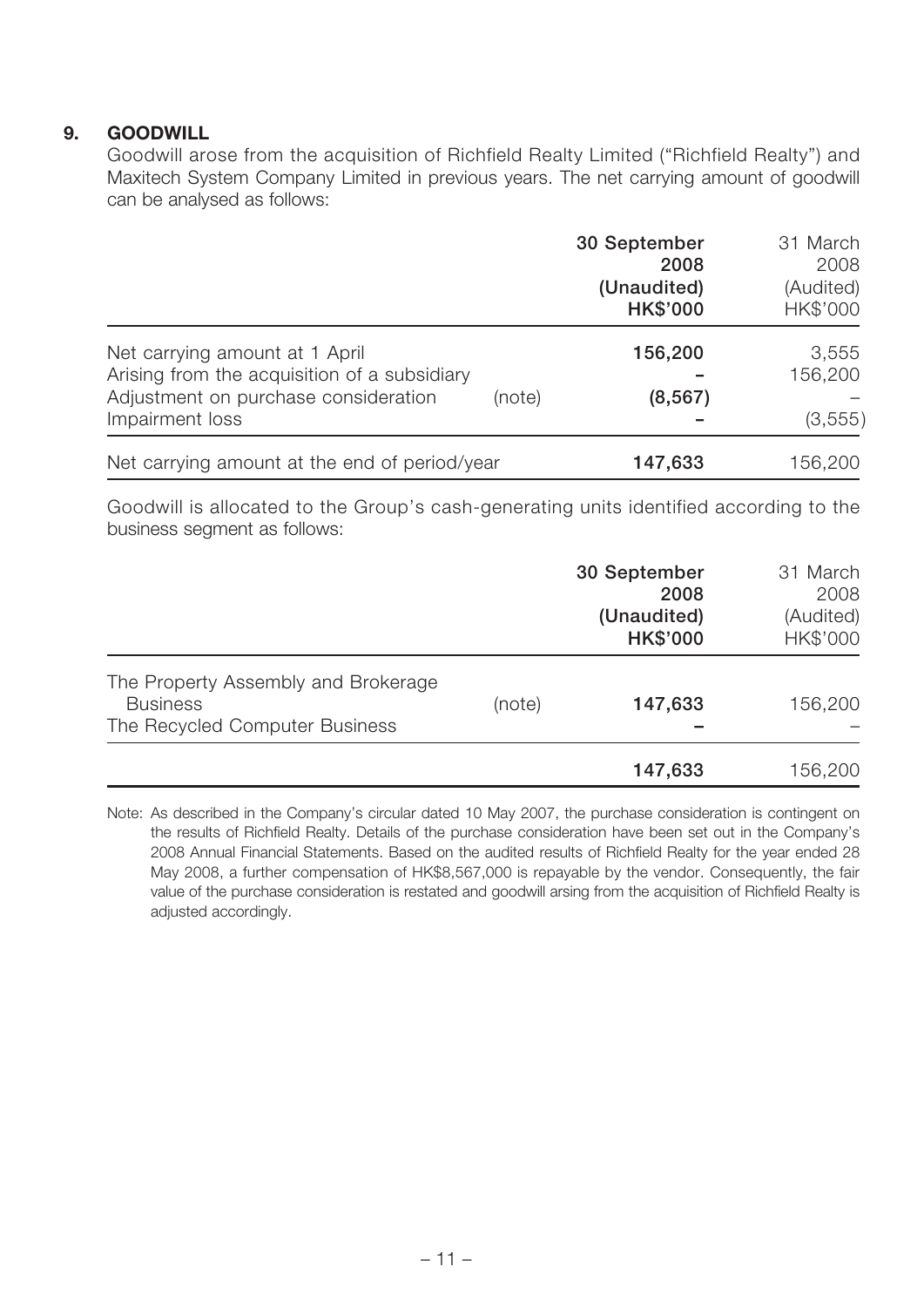## 9. GOODWILL

Goodwill arose from the acquisition of Richfield Realty Limited ("Richfield Realty") and Maxitech System Company Limited in previous years. The net carrying amount of goodwill can be analysed as follows:

| | | 30 September 2008 (Unaudited) HK$'000 | 31 March 2008 (Audited) HK$'000 |
|---|---|---|---|
| Net carrying amount at 1 April | | 156,200 | 3,555 |
| Arising from the acquisition of a subsidiary | | – | 156,200 |
| Adjustment on purchase consideration | (note) | (8,567) | – |
| Impairment loss | | – | (3,555) |
| Net carrying amount at the end of period/year | | 147,633 | 156,200 |

Goodwill is allocated to the Group's cash-generating units identified according to the business segment as follows:

| | | 30 September 2008 (Unaudited) HK$'000 | 31 March 2008 (Audited) HK$'000 |
|---|---|---|---|
| The Property Assembly and Brokerage Business | (note) | 147,633 | 156,200 |
| The Recycled Computer Business | | – | – |
| | | 147,633 | 156,200 |

Note: As described in the Company's circular dated 10 May 2007, the purchase consideration is contingent on the results of Richfield Realty. Details of the purchase consideration have been set out in the Company's 2008 Annual Financial Statements. Based on the audited results of Richfield Realty for the year ended 28 May 2008, a further compensation of HK$8,567,000 is repayable by the vendor. Consequently, the fair value of the purchase consideration is restated and goodwill arsing from the acquisition of Richfield Realty is adjusted accordingly.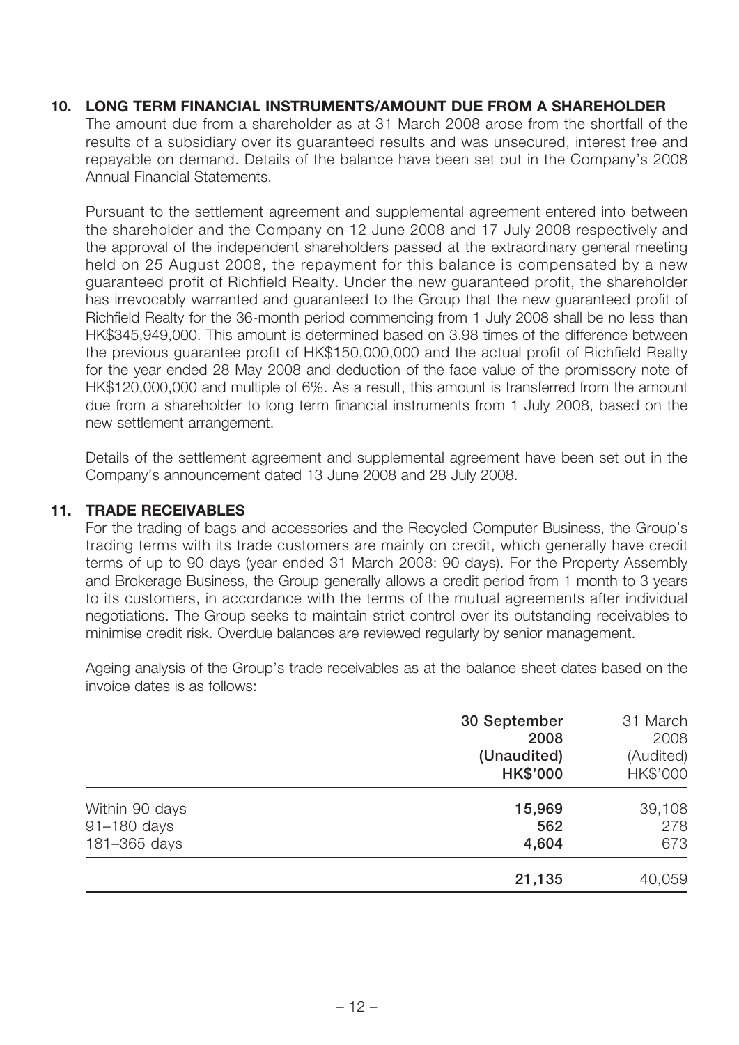## 10. LONG TERM FINANCIAL INSTRUMENTS/AMOUNT DUE FROM A SHAREHOLDER

The amount due from a shareholder as at 31 March 2008 arose from the shortfall of the results of a subsidiary over its guaranteed results and was unsecured, interest free and repayable on demand. Details of the balance have been set out in the Company's 2008 Annual Financial Statements.

Pursuant to the settlement agreement and supplemental agreement entered into between the shareholder and the Company on 12 June 2008 and 17 July 2008 respectively and the approval of the independent shareholders passed at the extraordinary general meeting held on 25 August 2008, the repayment for this balance is compensated by a new guaranteed profit of Richfield Realty. Under the new guaranteed profit, the shareholder has irrevocably warranted and guaranteed to the Group that the new guaranteed profit of Richfield Realty for the 36-month period commencing from 1 July 2008 shall be no less than HK$345,949,000. This amount is determined based on 3.98 times of the difference between the previous guarantee profit of HK$150,000,000 and the actual profit of Richfield Realty for the year ended 28 May 2008 and deduction of the face value of the promissory note of HK$120,000,000 and multiple of 6%. As a result, this amount is transferred from the amount due from a shareholder to long term financial instruments from 1 July 2008, based on the new settlement arrangement.

Details of the settlement agreement and supplemental agreement have been set out in the Company's announcement dated 13 June 2008 and 28 July 2008.

## 11. TRADE RECEIVABLES

For the trading of bags and accessories and the Recycled Computer Business, the Group's trading terms with its trade customers are mainly on credit, which generally have credit terms of up to 90 days (year ended 31 March 2008: 90 days). For the Property Assembly and Brokerage Business, the Group generally allows a credit period from 1 month to 3 years to its customers, in accordance with the terms of the mutual agreements after individual negotiations. The Group seeks to maintain strict control over its outstanding receivables to minimise credit risk. Overdue balances are reviewed regularly by senior management.

Ageing analysis of the Group's trade receivables as at the balance sheet dates based on the invoice dates is as follows:

| | **30 September 2008 (Unaudited) HK$'000** | 31 March 2008 (Audited) HK$'000 |
|---|---|---|
| Within 90 days | **15,969** | 39,108 |
| 91–180 days | **562** | 278 |
| 181–365 days | **4,604** | 673 |
| | **21,135** | 40,059 |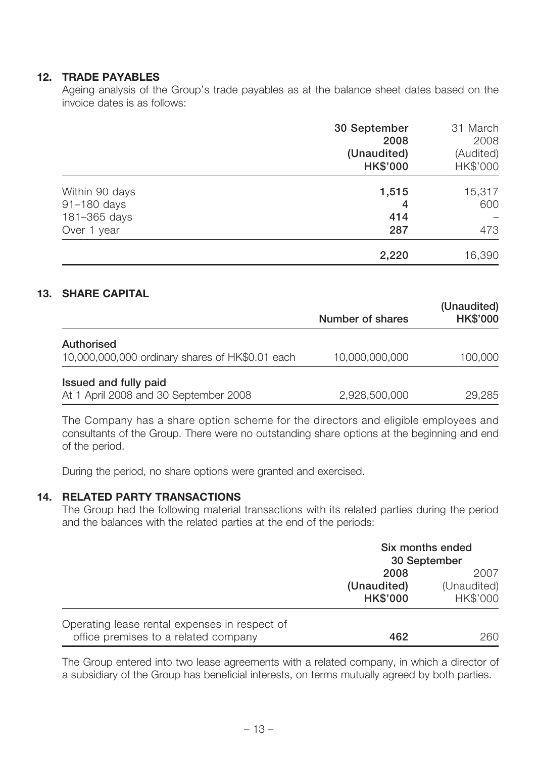## 12. TRADE PAYABLES

Ageing analysis of the Group's trade payables as at the balance sheet dates based on the invoice dates is as follows:

| | **30 September 2008 (Unaudited) HK$'000** | 31 March 2008 (Audited) HK$'000 |
|---|---|---|
| Within 90 days | **1,515** | 15,317 |
| 91–180 days | **4** | 600 |
| 181–365 days | **414** | – |
| Over 1 year | **287** | 473 |
| | **2,220** | 16,390 |

## 13. SHARE CAPITAL

| | **Number of shares** | **(Unaudited) HK$'000** |
|---|---|---|
| **Authorised** | | |
| 10,000,000,000 ordinary shares of HK$0.01 each | 10,000,000,000 | 100,000 |
| **Issued and fully paid** | | |
| At 1 April 2008 and 30 September 2008 | 2,928,500,000 | 29,285 |

The Company has a share option scheme for the directors and eligible employees and consultants of the Group. There were no outstanding share options at the beginning and end of the period.

During the period, no share options were granted and exercised.

## 14. RELATED PARTY TRANSACTIONS

The Group had the following material transactions with its related parties during the period and the balances with the related parties at the end of the periods:

| | **Six months ended 30 September** | |
|---|---|---|
| | **2008 (Unaudited) HK$'000** | 2007 (Unaudited) HK$'000 |
| Operating lease rental expenses in respect of office premises to a related company | **462** | 260 |

The Group entered into two lease agreements with a related company, in which a director of a subsidiary of the Group has beneficial interests, on terms mutually agreed by both parties.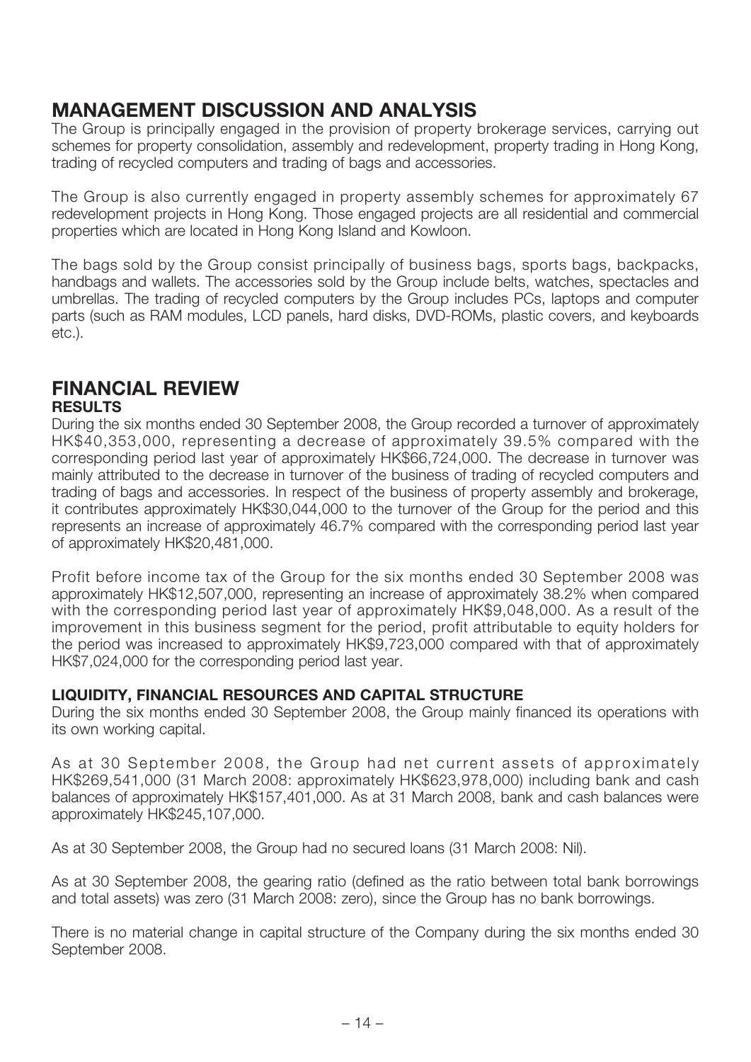# MANAGEMENT DISCUSSION AND ANALYSIS

The Group is principally engaged in the provision of property brokerage services, carrying out schemes for property consolidation, assembly and redevelopment, property trading in Hong Kong, trading of recycled computers and trading of bags and accessories.

The Group is also currently engaged in property assembly schemes for approximately 67 redevelopment projects in Hong Kong. Those engaged projects are all residential and commercial properties which are located in Hong Kong Island and Kowloon.

The bags sold by the Group consist principally of business bags, sports bags, backpacks, handbags and wallets. The accessories sold by the Group include belts, watches, spectacles and umbrellas. The trading of recycled computers by the Group includes PCs, laptops and computer parts (such as RAM modules, LCD panels, hard disks, DVD-ROMs, plastic covers, and keyboards etc.).

# FINANCIAL REVIEW

### RESULTS

During the six months ended 30 September 2008, the Group recorded a turnover of approximately HK$40,353,000, representing a decrease of approximately 39.5% compared with the corresponding period last year of approximately HK$66,724,000. The decrease in turnover was mainly attributed to the decrease in turnover of the business of trading of recycled computers and trading of bags and accessories. In respect of the business of property assembly and brokerage, it contributes approximately HK$30,044,000 to the turnover of the Group for the period and this represents an increase of approximately 46.7% compared with the corresponding period last year of approximately HK$20,481,000.

Profit before income tax of the Group for the six months ended 30 September 2008 was approximately HK$12,507,000, representing an increase of approximately 38.2% when compared with the corresponding period last year of approximately HK$9,048,000. As a result of the improvement in this business segment for the period, profit attributable to equity holders for the period was increased to approximately HK$9,723,000 compared with that of approximately HK$7,024,000 for the corresponding period last year.

### LIQUIDITY, FINANCIAL RESOURCES AND CAPITAL STRUCTURE

During the six months ended 30 September 2008, the Group mainly financed its operations with its own working capital.

As at 30 September 2008, the Group had net current assets of approximately HK$269,541,000 (31 March 2008: approximately HK$623,978,000) including bank and cash balances of approximately HK$157,401,000. As at 31 March 2008, bank and cash balances were approximately HK$245,107,000.

As at 30 September 2008, the Group had no secured loans (31 March 2008: Nil).

As at 30 September 2008, the gearing ratio (defined as the ratio between total bank borrowings and total assets) was zero (31 March 2008: zero), since the Group has no bank borrowings.

There is no material change in capital structure of the Company during the six months ended 30 September 2008.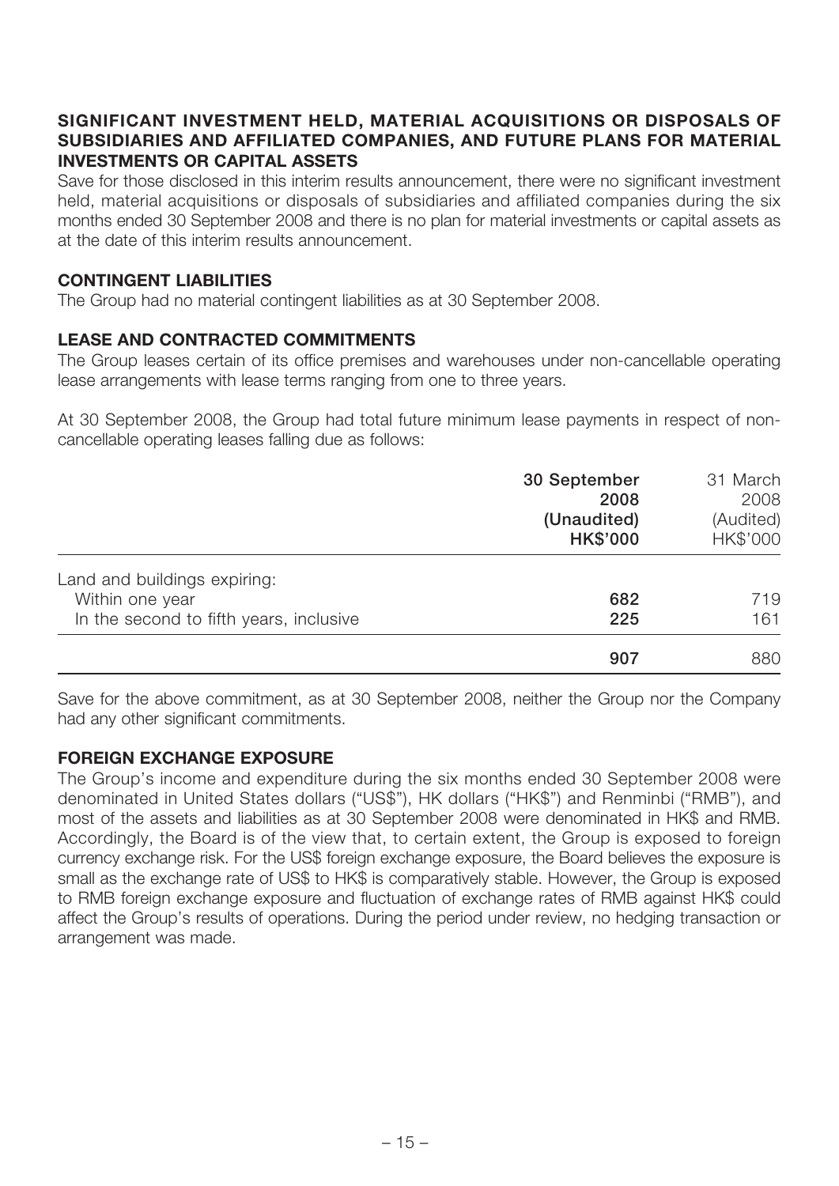## SIGNIFICANT INVESTMENT HELD, MATERIAL ACQUISITIONS OR DISPOSALS OF SUBSIDIARIES AND AFFILIATED COMPANIES, AND FUTURE PLANS FOR MATERIAL INVESTMENTS OR CAPITAL ASSETS

Save for those disclosed in this interim results announcement, there were no significant investment held, material acquisitions or disposals of subsidiaries and affiliated companies during the six months ended 30 September 2008 and there is no plan for material investments or capital assets as at the date of this interim results announcement.

## CONTINGENT LIABILITIES

The Group had no material contingent liabilities as at 30 September 2008.

## LEASE AND CONTRACTED COMMITMENTS

The Group leases certain of its office premises and warehouses under non-cancellable operating lease arrangements with lease terms ranging from one to three years.

At 30 September 2008, the Group had total future minimum lease payments in respect of non-cancellable operating leases falling due as follows:

| | **30 September 2008 (Unaudited) HK$'000** | 31 March 2008 (Audited) HK$'000 |
|---|---|---|
| Land and buildings expiring: | | |
| Within one year | **682** | 719 |
| In the second to fifth years, inclusive | **225** | 161 |
| | **907** | 880 |

Save for the above commitment, as at 30 September 2008, neither the Group nor the Company had any other significant commitments.

## FOREIGN EXCHANGE EXPOSURE

The Group's income and expenditure during the six months ended 30 September 2008 were denominated in United States dollars ("US$"), HK dollars ("HK$") and Renminbi ("RMB"), and most of the assets and liabilities as at 30 September 2008 were denominated in HK$ and RMB. Accordingly, the Board is of the view that, to certain extent, the Group is exposed to foreign currency exchange risk. For the US$ foreign exchange exposure, the Board believes the exposure is small as the exchange rate of US$ to HK$ is comparatively stable. However, the Group is exposed to RMB foreign exchange exposure and fluctuation of exchange rates of RMB against HK$ could affect the Group's results of operations. During the period under review, no hedging transaction or arrangement was made.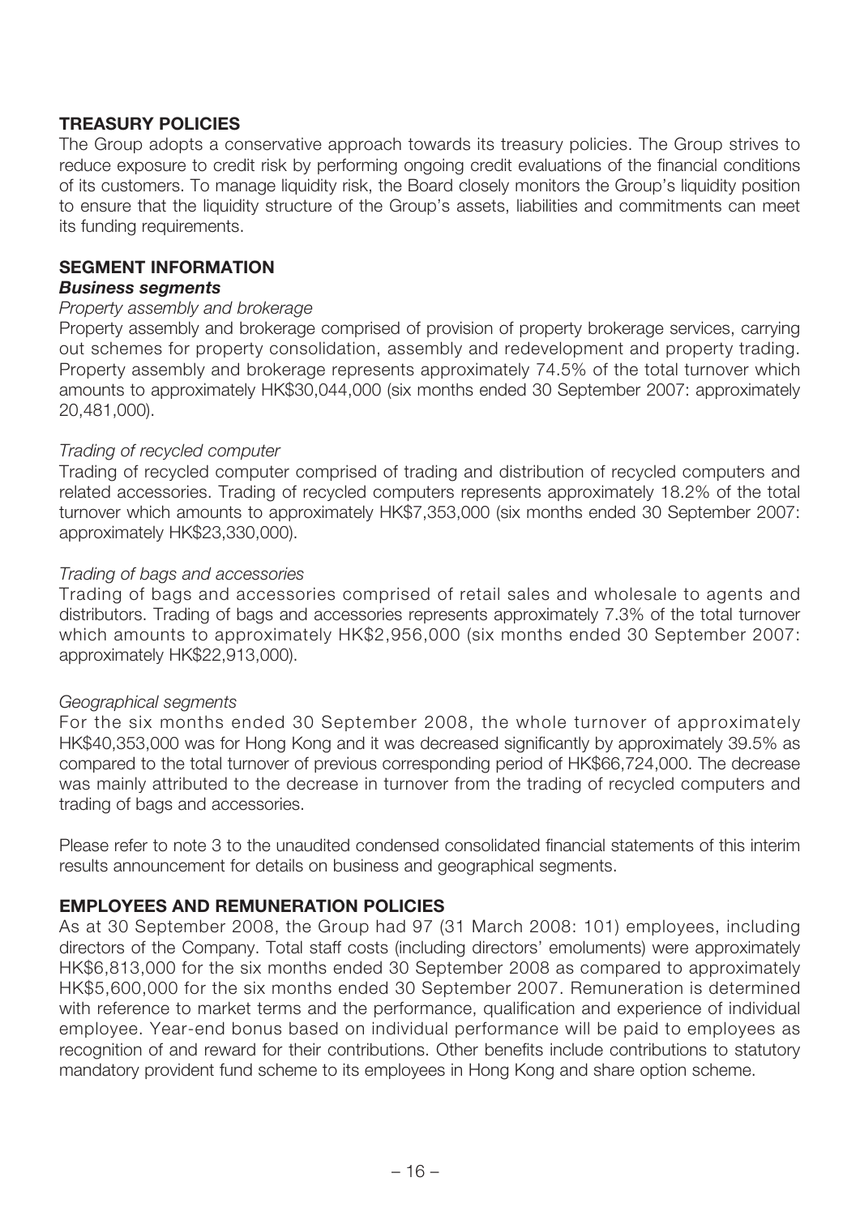## TREASURY POLICIES

The Group adopts a conservative approach towards its treasury policies. The Group strives to reduce exposure to credit risk by performing ongoing credit evaluations of the financial conditions of its customers. To manage liquidity risk, the Board closely monitors the Group's liquidity position to ensure that the liquidity structure of the Group's assets, liabilities and commitments can meet its funding requirements.

## SEGMENT INFORMATION

### *Business segments*

*Property assembly and brokerage*

Property assembly and brokerage comprised of provision of property brokerage services, carrying out schemes for property consolidation, assembly and redevelopment and property trading. Property assembly and brokerage represents approximately 74.5% of the total turnover which amounts to approximately HK$30,044,000 (six months ended 30 September 2007: approximately 20,481,000).

*Trading of recycled computer*

Trading of recycled computer comprised of trading and distribution of recycled computers and related accessories. Trading of recycled computers represents approximately 18.2% of the total turnover which amounts to approximately HK$7,353,000 (six months ended 30 September 2007: approximately HK$23,330,000).

*Trading of bags and accessories*

Trading of bags and accessories comprised of retail sales and wholesale to agents and distributors. Trading of bags and accessories represents approximately 7.3% of the total turnover which amounts to approximately HK$2,956,000 (six months ended 30 September 2007: approximately HK$22,913,000).

*Geographical segments*

For the six months ended 30 September 2008, the whole turnover of approximately HK$40,353,000 was for Hong Kong and it was decreased significantly by approximately 39.5% as compared to the total turnover of previous corresponding period of HK$66,724,000. The decrease was mainly attributed to the decrease in turnover from the trading of recycled computers and trading of bags and accessories.

Please refer to note 3 to the unaudited condensed consolidated financial statements of this interim results announcement for details on business and geographical segments.

## EMPLOYEES AND REMUNERATION POLICIES

As at 30 September 2008, the Group had 97 (31 March 2008: 101) employees, including directors of the Company. Total staff costs (including directors' emoluments) were approximately HK$6,813,000 for the six months ended 30 September 2008 as compared to approximately HK$5,600,000 for the six months ended 30 September 2007. Remuneration is determined with reference to market terms and the performance, qualification and experience of individual employee. Year-end bonus based on individual performance will be paid to employees as recognition of and reward for their contributions. Other benefits include contributions to statutory mandatory provident fund scheme to its employees in Hong Kong and share option scheme.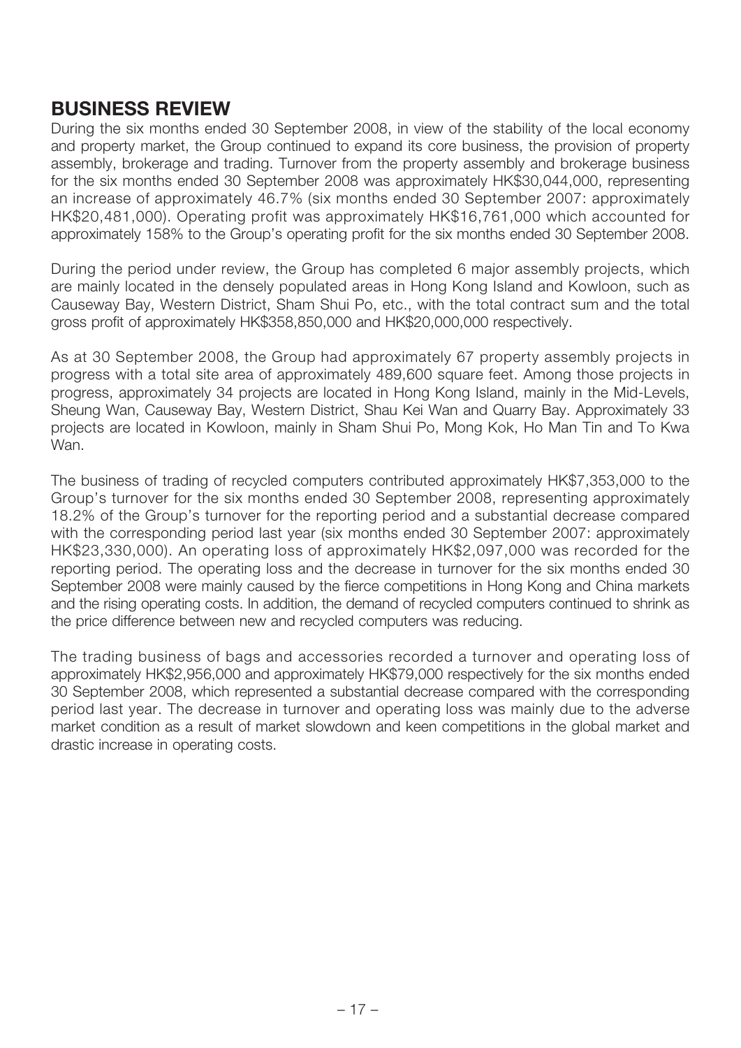## BUSINESS REVIEW

During the six months ended 30 September 2008, in view of the stability of the local economy and property market, the Group continued to expand its core business, the provision of property assembly, brokerage and trading. Turnover from the property assembly and brokerage business for the six months ended 30 September 2008 was approximately HK$30,044,000, representing an increase of approximately 46.7% (six months ended 30 September 2007: approximately HK$20,481,000). Operating profit was approximately HK$16,761,000 which accounted for approximately 158% to the Group's operating profit for the six months ended 30 September 2008.

During the period under review, the Group has completed 6 major assembly projects, which are mainly located in the densely populated areas in Hong Kong Island and Kowloon, such as Causeway Bay, Western District, Sham Shui Po, etc., with the total contract sum and the total gross profit of approximately HK$358,850,000 and HK$20,000,000 respectively.

As at 30 September 2008, the Group had approximately 67 property assembly projects in progress with a total site area of approximately 489,600 square feet. Among those projects in progress, approximately 34 projects are located in Hong Kong Island, mainly in the Mid-Levels, Sheung Wan, Causeway Bay, Western District, Shau Kei Wan and Quarry Bay. Approximately 33 projects are located in Kowloon, mainly in Sham Shui Po, Mong Kok, Ho Man Tin and To Kwa Wan.

The business of trading of recycled computers contributed approximately HK$7,353,000 to the Group's turnover for the six months ended 30 September 2008, representing approximately 18.2% of the Group's turnover for the reporting period and a substantial decrease compared with the corresponding period last year (six months ended 30 September 2007: approximately HK$23,330,000). An operating loss of approximately HK$2,097,000 was recorded for the reporting period. The operating loss and the decrease in turnover for the six months ended 30 September 2008 were mainly caused by the fierce competitions in Hong Kong and China markets and the rising operating costs. In addition, the demand of recycled computers continued to shrink as the price difference between new and recycled computers was reducing.

The trading business of bags and accessories recorded a turnover and operating loss of approximately HK$2,956,000 and approximately HK$79,000 respectively for the six months ended 30 September 2008, which represented a substantial decrease compared with the corresponding period last year. The decrease in turnover and operating loss was mainly due to the adverse market condition as a result of market slowdown and keen competitions in the global market and drastic increase in operating costs.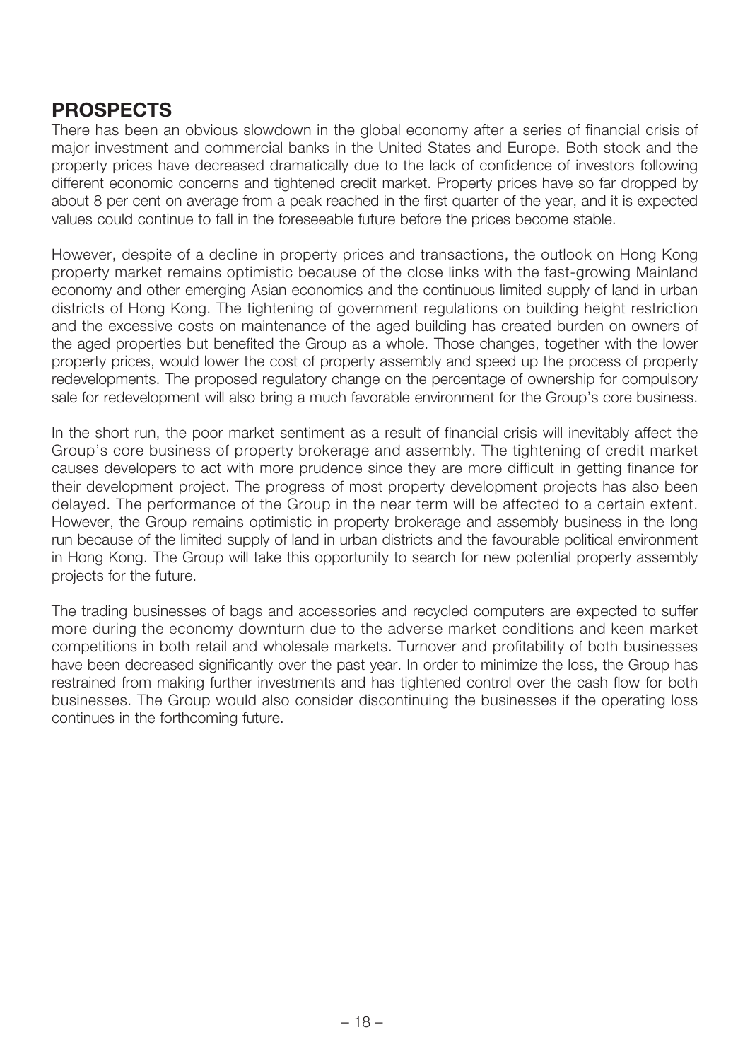## PROSPECTS

There has been an obvious slowdown in the global economy after a series of financial crisis of major investment and commercial banks in the United States and Europe. Both stock and the property prices have decreased dramatically due to the lack of confidence of investors following different economic concerns and tightened credit market. Property prices have so far dropped by about 8 per cent on average from a peak reached in the first quarter of the year, and it is expected values could continue to fall in the foreseeable future before the prices become stable.

However, despite of a decline in property prices and transactions, the outlook on Hong Kong property market remains optimistic because of the close links with the fast-growing Mainland economy and other emerging Asian economics and the continuous limited supply of land in urban districts of Hong Kong. The tightening of government regulations on building height restriction and the excessive costs on maintenance of the aged building has created burden on owners of the aged properties but benefited the Group as a whole. Those changes, together with the lower property prices, would lower the cost of property assembly and speed up the process of property redevelopments. The proposed regulatory change on the percentage of ownership for compulsory sale for redevelopment will also bring a much favorable environment for the Group's core business.

In the short run, the poor market sentiment as a result of financial crisis will inevitably affect the Group's core business of property brokerage and assembly. The tightening of credit market causes developers to act with more prudence since they are more difficult in getting finance for their development project. The progress of most property development projects has also been delayed. The performance of the Group in the near term will be affected to a certain extent. However, the Group remains optimistic in property brokerage and assembly business in the long run because of the limited supply of land in urban districts and the favourable political environment in Hong Kong. The Group will take this opportunity to search for new potential property assembly projects for the future.

The trading businesses of bags and accessories and recycled computers are expected to suffer more during the economy downturn due to the adverse market conditions and keen market competitions in both retail and wholesale markets. Turnover and profitability of both businesses have been decreased significantly over the past year. In order to minimize the loss, the Group has restrained from making further investments and has tightened control over the cash flow for both businesses. The Group would also consider discontinuing the businesses if the operating loss continues in the forthcoming future.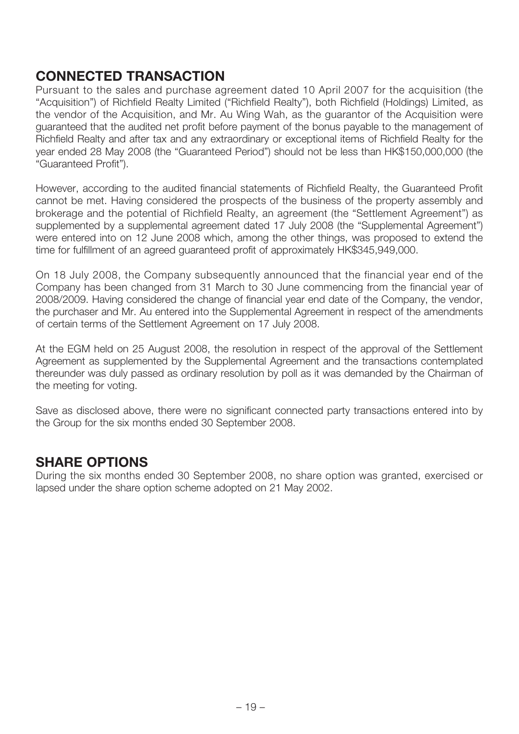## CONNECTED TRANSACTION

Pursuant to the sales and purchase agreement dated 10 April 2007 for the acquisition (the "Acquisition") of Richfield Realty Limited ("Richfield Realty"), both Richfield (Holdings) Limited, as the vendor of the Acquisition, and Mr. Au Wing Wah, as the guarantor of the Acquisition were guaranteed that the audited net profit before payment of the bonus payable to the management of Richfield Realty and after tax and any extraordinary or exceptional items of Richfield Realty for the year ended 28 May 2008 (the "Guaranteed Period") should not be less than HK$150,000,000 (the "Guaranteed Profit").

However, according to the audited financial statements of Richfield Realty, the Guaranteed Profit cannot be met. Having considered the prospects of the business of the property assembly and brokerage and the potential of Richfield Realty, an agreement (the "Settlement Agreement") as supplemented by a supplemental agreement dated 17 July 2008 (the "Supplemental Agreement") were entered into on 12 June 2008 which, among the other things, was proposed to extend the time for fulfillment of an agreed guaranteed profit of approximately HK$345,949,000.

On 18 July 2008, the Company subsequently announced that the financial year end of the Company has been changed from 31 March to 30 June commencing from the financial year of 2008/2009. Having considered the change of financial year end date of the Company, the vendor, the purchaser and Mr. Au entered into the Supplemental Agreement in respect of the amendments of certain terms of the Settlement Agreement on 17 July 2008.

At the EGM held on 25 August 2008, the resolution in respect of the approval of the Settlement Agreement as supplemented by the Supplemental Agreement and the transactions contemplated thereunder was duly passed as ordinary resolution by poll as it was demanded by the Chairman of the meeting for voting.

Save as disclosed above, there were no significant connected party transactions entered into by the Group for the six months ended 30 September 2008.

## SHARE OPTIONS

During the six months ended 30 September 2008, no share option was granted, exercised or lapsed under the share option scheme adopted on 21 May 2002.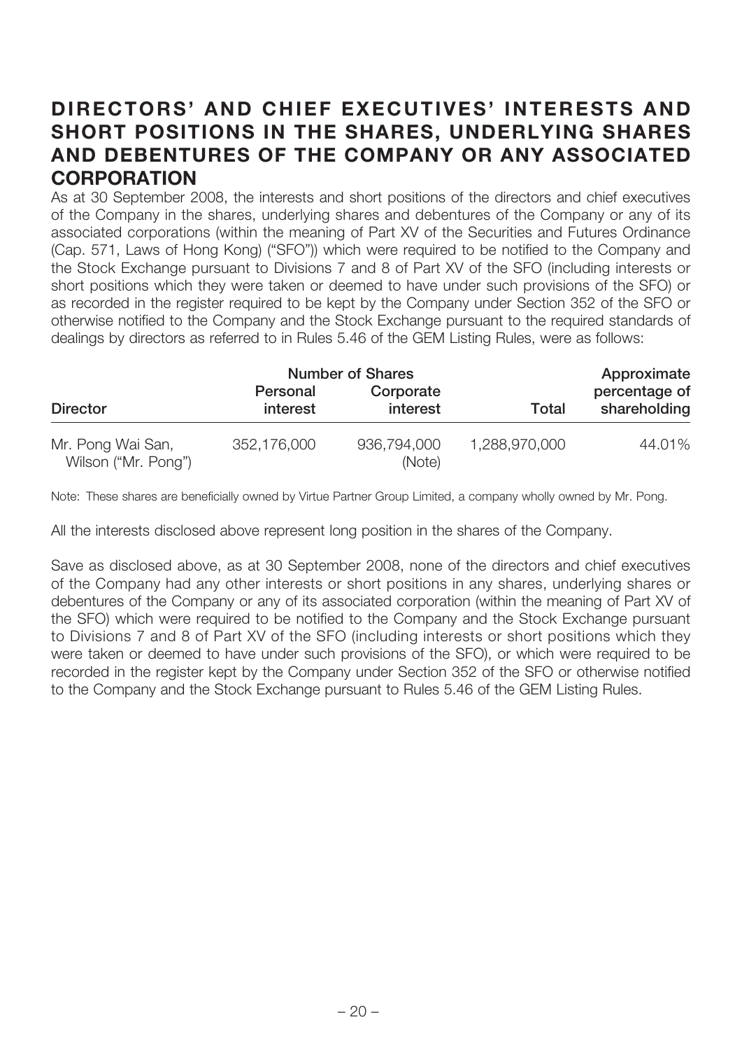# DIRECTORS' AND CHIEF EXECUTIVES' INTERESTS AND SHORT POSITIONS IN THE SHARES, UNDERLYING SHARES AND DEBENTURES OF THE COMPANY OR ANY ASSOCIATED CORPORATION

As at 30 September 2008, the interests and short positions of the directors and chief executives of the Company in the shares, underlying shares and debentures of the Company or any of its associated corporations (within the meaning of Part XV of the Securities and Futures Ordinance (Cap. 571, Laws of Hong Kong) ("SFO")) which were required to be notified to the Company and the Stock Exchange pursuant to Divisions 7 and 8 of Part XV of the SFO (including interests or short positions which they were taken or deemed to have under such provisions of the SFO) or as recorded in the register required to be kept by the Company under Section 352 of the SFO or otherwise notified to the Company and the Stock Exchange pursuant to the required standards of dealings by directors as referred to in Rules 5.46 of the GEM Listing Rules, were as follows:

| Director | Number of Shares | | | Approximate percentage of shareholding |
|---|---|---|---|---|
| | Personal interest | Corporate interest | Total | |
| Mr. Pong Wai San, Wilson ("Mr. Pong") | 352,176,000 | 936,794,000 (Note) | 1,288,970,000 | 44.01% |

Note: These shares are beneficially owned by Virtue Partner Group Limited, a company wholly owned by Mr. Pong.

All the interests disclosed above represent long position in the shares of the Company.

Save as disclosed above, as at 30 September 2008, none of the directors and chief executives of the Company had any other interests or short positions in any shares, underlying shares or debentures of the Company or any of its associated corporation (within the meaning of Part XV of the SFO) which were required to be notified to the Company and the Stock Exchange pursuant to Divisions 7 and 8 of Part XV of the SFO (including interests or short positions which they were taken or deemed to have under such provisions of the SFO), or which were required to be recorded in the register kept by the Company under Section 352 of the SFO or otherwise notified to the Company and the Stock Exchange pursuant to Rules 5.46 of the GEM Listing Rules.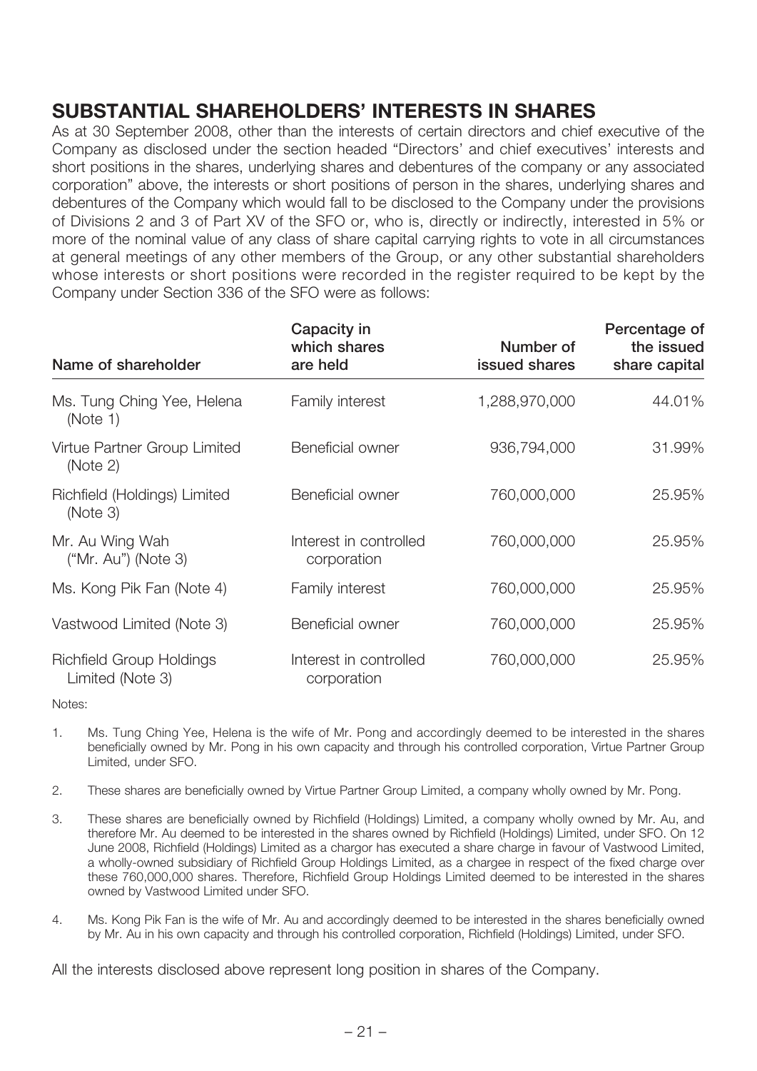## SUBSTANTIAL SHAREHOLDERS' INTERESTS IN SHARES

As at 30 September 2008, other than the interests of certain directors and chief executive of the Company as disclosed under the section headed "Directors' and chief executives' interests and short positions in the shares, underlying shares and debentures of the company or any associated corporation" above, the interests or short positions of person in the shares, underlying shares and debentures of the Company which would fall to be disclosed to the Company under the provisions of Divisions 2 and 3 of Part XV of the SFO or, who is, directly or indirectly, interested in 5% or more of the nominal value of any class of share capital carrying rights to vote in all circumstances at general meetings of any other members of the Group, or any other substantial shareholders whose interests or short positions were recorded in the register required to be kept by the Company under Section 336 of the SFO were as follows:

| Name of shareholder | Capacity in which shares are held | Number of issued shares | Percentage of the issued share capital |
|---|---|---|---|
| Ms. Tung Ching Yee, Helena (Note 1) | Family interest | 1,288,970,000 | 44.01% |
| Virtue Partner Group Limited (Note 2) | Beneficial owner | 936,794,000 | 31.99% |
| Richfield (Holdings) Limited (Note 3) | Beneficial owner | 760,000,000 | 25.95% |
| Mr. Au Wing Wah ("Mr. Au") (Note 3) | Interest in controlled corporation | 760,000,000 | 25.95% |
| Ms. Kong Pik Fan (Note 4) | Family interest | 760,000,000 | 25.95% |
| Vastwood Limited (Note 3) | Beneficial owner | 760,000,000 | 25.95% |
| Richfield Group Holdings Limited (Note 3) | Interest in controlled corporation | 760,000,000 | 25.95% |

Notes:

1. Ms. Tung Ching Yee, Helena is the wife of Mr. Pong and accordingly deemed to be interested in the shares beneficially owned by Mr. Pong in his own capacity and through his controlled corporation, Virtue Partner Group Limited, under SFO.

2. These shares are beneficially owned by Virtue Partner Group Limited, a company wholly owned by Mr. Pong.

3. These shares are beneficially owned by Richfield (Holdings) Limited, a company wholly owned by Mr. Au, and therefore Mr. Au deemed to be interested in the shares owned by Richfield (Holdings) Limited, under SFO. On 12 June 2008, Richfield (Holdings) Limited as a chargor has executed a share charge in favour of Vastwood Limited, a wholly-owned subsidiary of Richfield Group Holdings Limited, as a chargee in respect of the fixed charge over these 760,000,000 shares. Therefore, Richfield Group Holdings Limited deemed to be interested in the shares owned by Vastwood Limited under SFO.

4. Ms. Kong Pik Fan is the wife of Mr. Au and accordingly deemed to be interested in the shares beneficially owned by Mr. Au in his own capacity and through his controlled corporation, Richfield (Holdings) Limited, under SFO.

All the interests disclosed above represent long position in shares of the Company.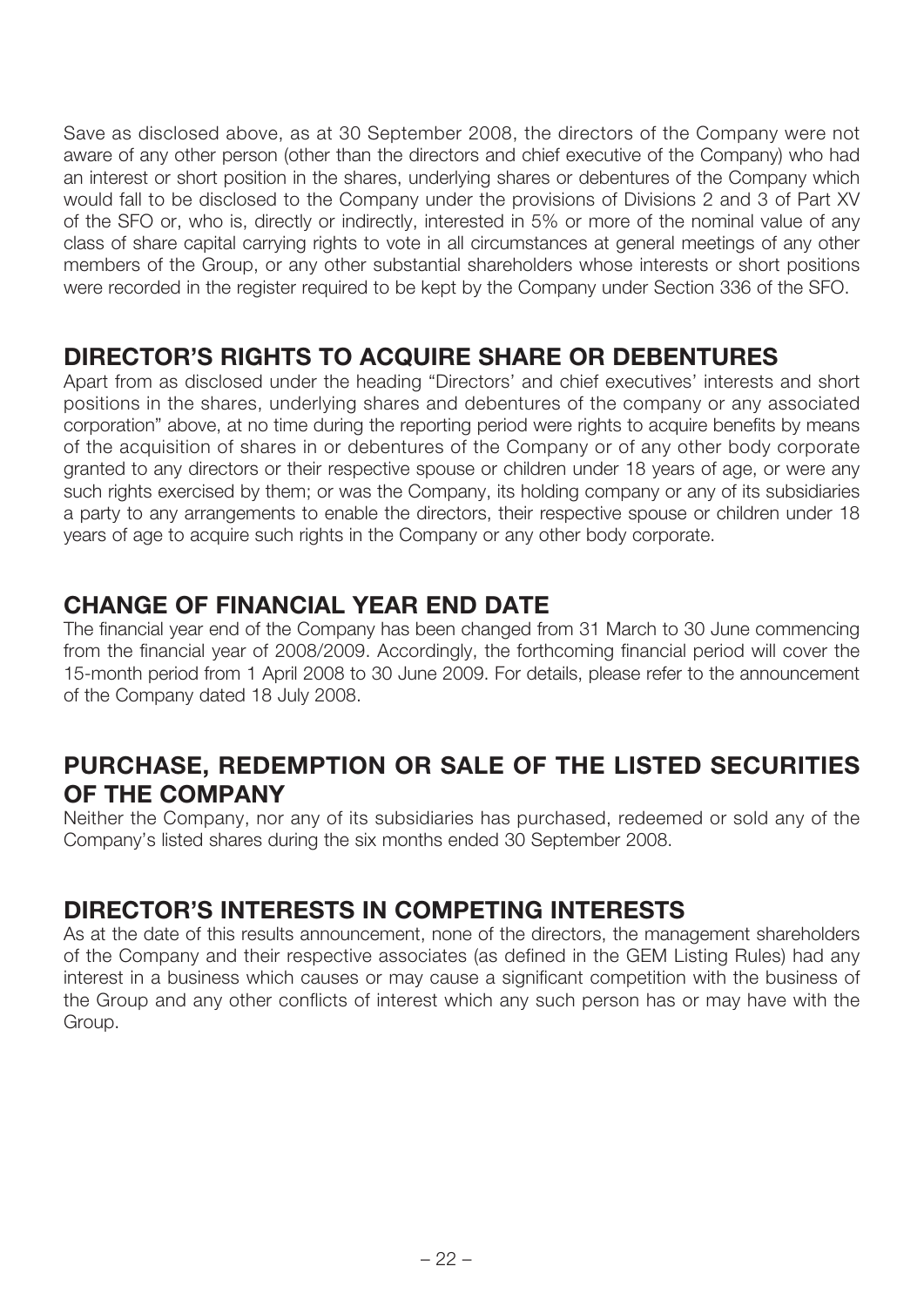Save as disclosed above, as at 30 September 2008, the directors of the Company were not aware of any other person (other than the directors and chief executive of the Company) who had an interest or short position in the shares, underlying shares or debentures of the Company which would fall to be disclosed to the Company under the provisions of Divisions 2 and 3 of Part XV of the SFO or, who is, directly or indirectly, interested in 5% or more of the nominal value of any class of share capital carrying rights to vote in all circumstances at general meetings of any other members of the Group, or any other substantial shareholders whose interests or short positions were recorded in the register required to be kept by the Company under Section 336 of the SFO.

## DIRECTOR'S RIGHTS TO ACQUIRE SHARE OR DEBENTURES

Apart from as disclosed under the heading "Directors' and chief executives' interests and short positions in the shares, underlying shares and debentures of the company or any associated corporation" above, at no time during the reporting period were rights to acquire benefits by means of the acquisition of shares in or debentures of the Company or of any other body corporate granted to any directors or their respective spouse or children under 18 years of age, or were any such rights exercised by them; or was the Company, its holding company or any of its subsidiaries a party to any arrangements to enable the directors, their respective spouse or children under 18 years of age to acquire such rights in the Company or any other body corporate.

## CHANGE OF FINANCIAL YEAR END DATE

The financial year end of the Company has been changed from 31 March to 30 June commencing from the financial year of 2008/2009. Accordingly, the forthcoming financial period will cover the 15-month period from 1 April 2008 to 30 June 2009. For details, please refer to the announcement of the Company dated 18 July 2008.

## PURCHASE, REDEMPTION OR SALE OF THE LISTED SECURITIES OF THE COMPANY

Neither the Company, nor any of its subsidiaries has purchased, redeemed or sold any of the Company's listed shares during the six months ended 30 September 2008.

## DIRECTOR'S INTERESTS IN COMPETING INTERESTS

As at the date of this results announcement, none of the directors, the management shareholders of the Company and their respective associates (as defined in the GEM Listing Rules) had any interest in a business which causes or may cause a significant competition with the business of the Group and any other conflicts of interest which any such person has or may have with the Group.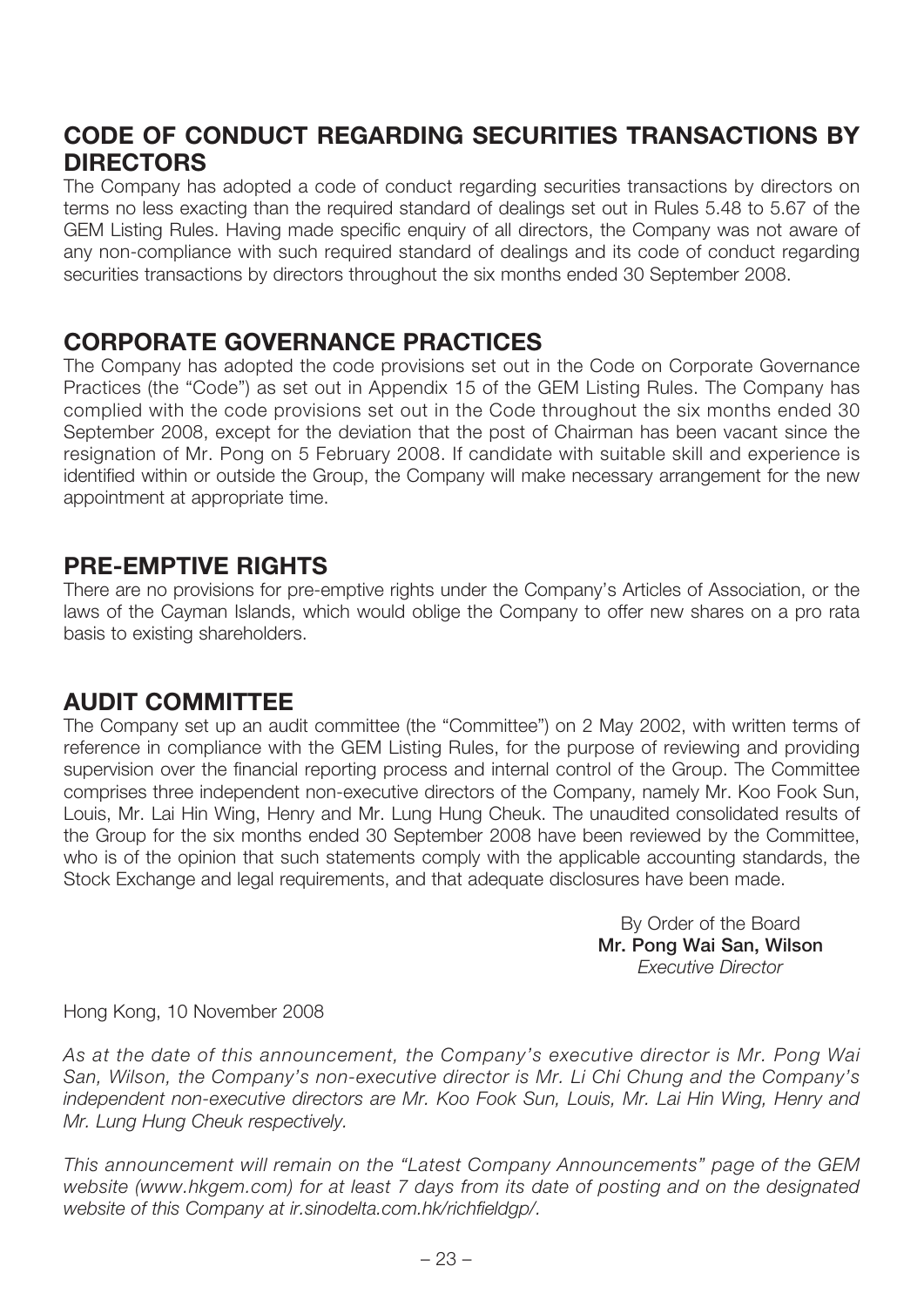## CODE OF CONDUCT REGARDING SECURITIES TRANSACTIONS BY DIRECTORS

The Company has adopted a code of conduct regarding securities transactions by directors on terms no less exacting than the required standard of dealings set out in Rules 5.48 to 5.67 of the GEM Listing Rules. Having made specific enquiry of all directors, the Company was not aware of any non-compliance with such required standard of dealings and its code of conduct regarding securities transactions by directors throughout the six months ended 30 September 2008.

## CORPORATE GOVERNANCE PRACTICES

The Company has adopted the code provisions set out in the Code on Corporate Governance Practices (the "Code") as set out in Appendix 15 of the GEM Listing Rules. The Company has complied with the code provisions set out in the Code throughout the six months ended 30 September 2008, except for the deviation that the post of Chairman has been vacant since the resignation of Mr. Pong on 5 February 2008. If candidate with suitable skill and experience is identified within or outside the Group, the Company will make necessary arrangement for the new appointment at appropriate time.

## PRE-EMPTIVE RIGHTS

There are no provisions for pre-emptive rights under the Company's Articles of Association, or the laws of the Cayman Islands, which would oblige the Company to offer new shares on a pro rata basis to existing shareholders.

## AUDIT COMMITTEE

The Company set up an audit committee (the "Committee") on 2 May 2002, with written terms of reference in compliance with the GEM Listing Rules, for the purpose of reviewing and providing supervision over the financial reporting process and internal control of the Group. The Committee comprises three independent non-executive directors of the Company, namely Mr. Koo Fook Sun, Louis, Mr. Lai Hin Wing, Henry and Mr. Lung Hung Cheuk. The unaudited consolidated results of the Group for the six months ended 30 September 2008 have been reviewed by the Committee, who is of the opinion that such statements comply with the applicable accounting standards, the Stock Exchange and legal requirements, and that adequate disclosures have been made.

By Order of the Board
**Mr. Pong Wai San, Wilson**
*Executive Director*

Hong Kong, 10 November 2008

*As at the date of this announcement, the Company's executive director is Mr. Pong Wai San, Wilson, the Company's non-executive director is Mr. Li Chi Chung and the Company's independent non-executive directors are Mr. Koo Fook Sun, Louis, Mr. Lai Hin Wing, Henry and Mr. Lung Hung Cheuk respectively.*

*This announcement will remain on the "Latest Company Announcements" page of the GEM website (www.hkgem.com) for at least 7 days from its date of posting and on the designated website of this Company at ir.sinodelta.com.hk/richfieldgp/.*